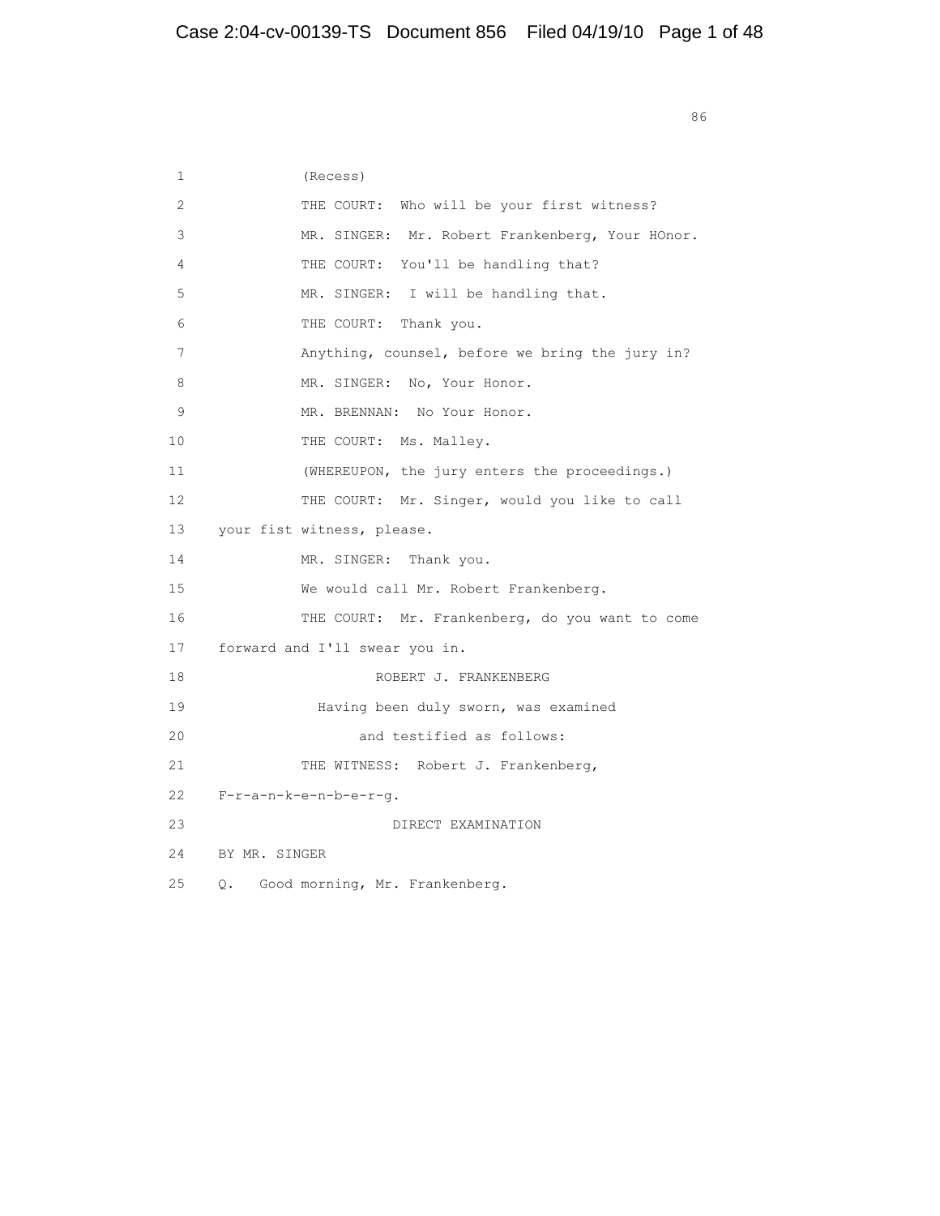(Recess)

THE COURT: Who will be your first witness?

MR. SINGER: Mr. Robert Frankenberg, Your HOnor.

THE COURT: You'll be handling that?

MR. SINGER: I will be handling that.

THE COURT: Thank you.

Anything, counsel, before we bring the jury in?

MR. SINGER: No, Your Honor.

MR. BRENNAN: No Your Honor.

THE COURT: Ms. Malley.

(WHEREUPON, the jury enters the proceedings.)

THE COURT: Mr. Singer, would you like to call your fist witness, please.

MR. SINGER: Thank you.

We would call Mr. Robert Frankenberg.

THE COURT: Mr. Frankenberg, do you want to come forward and I'll swear you in.

ROBERT J. FRANKENBERG

Having been duly sworn, was examined

and testified as follows:

THE WITNESS: Robert J. Frankenberg, F-r-a-n-k-e-n-b-e-r-g.

DIRECT EXAMINATION

BY MR. SINGER

Q. Good morning, Mr. Frankenberg.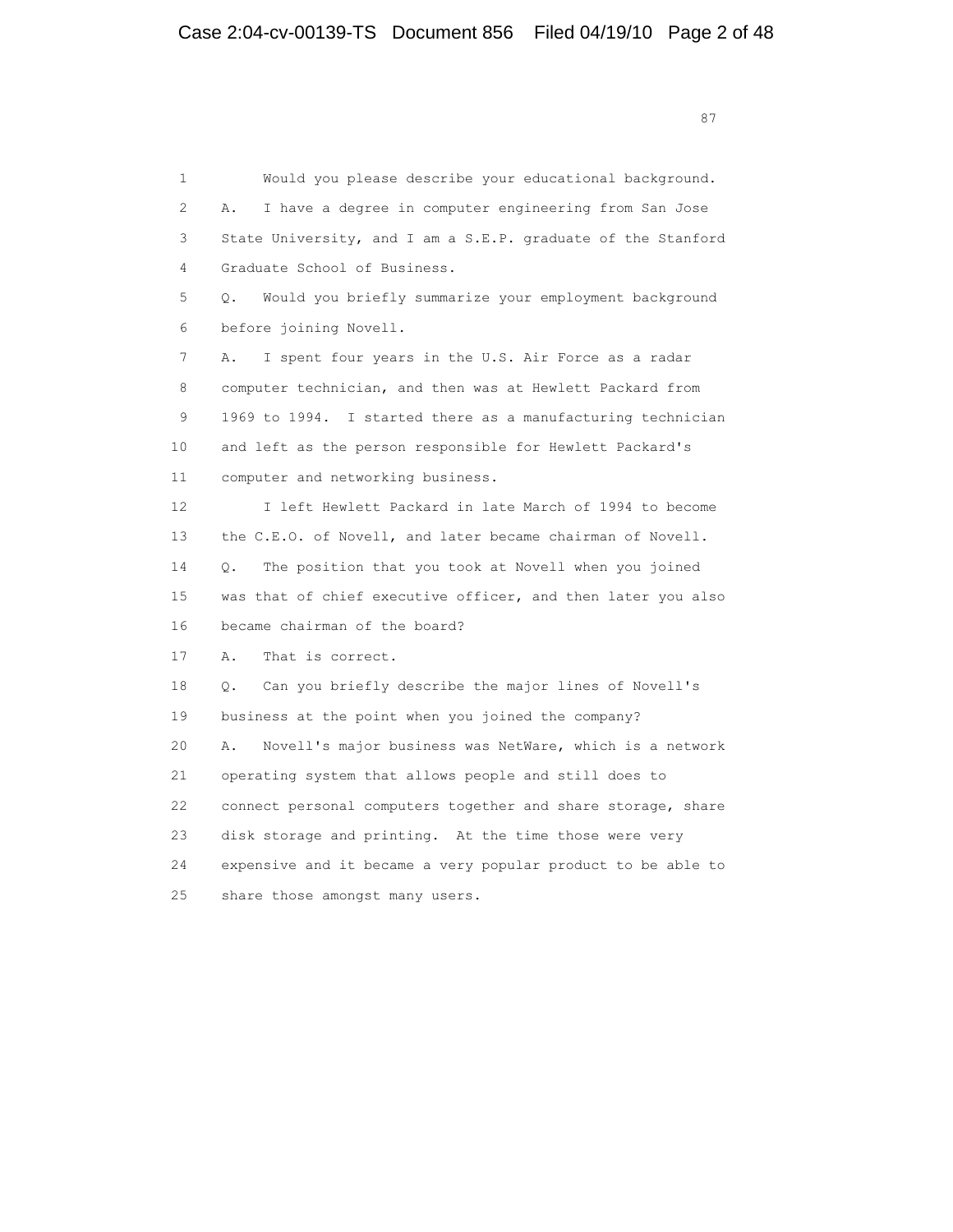1 Would you please describe your educational background.
2 A. I have a degree in computer engineering from San Jose
3 State University, and I am a S.E.P. graduate of the Stanford
4 Graduate School of Business.
5 Q. Would you briefly summarize your employment background
6 before joining Novell.
7 A. I spent four years in the U.S. Air Force as a radar
8 computer technician, and then was at Hewlett Packard from
9 1969 to 1994. I started there as a manufacturing technician
10 and left as the person responsible for Hewlett Packard's
11 computer and networking business.
12 I left Hewlett Packard in late March of 1994 to become
13 the C.E.O. of Novell, and later became chairman of Novell.
14 Q. The position that you took at Novell when you joined
15 was that of chief executive officer, and then later you also
16 became chairman of the board?
17 A. That is correct.
18 Q. Can you briefly describe the major lines of Novell's
19 business at the point when you joined the company?
20 A. Novell's major business was NetWare, which is a network
21 operating system that allows people and still does to
22 connect personal computers together and share storage, share
23 disk storage and printing. At the time those were very
24 expensive and it became a very popular product to be able to
25 share those amongst many users.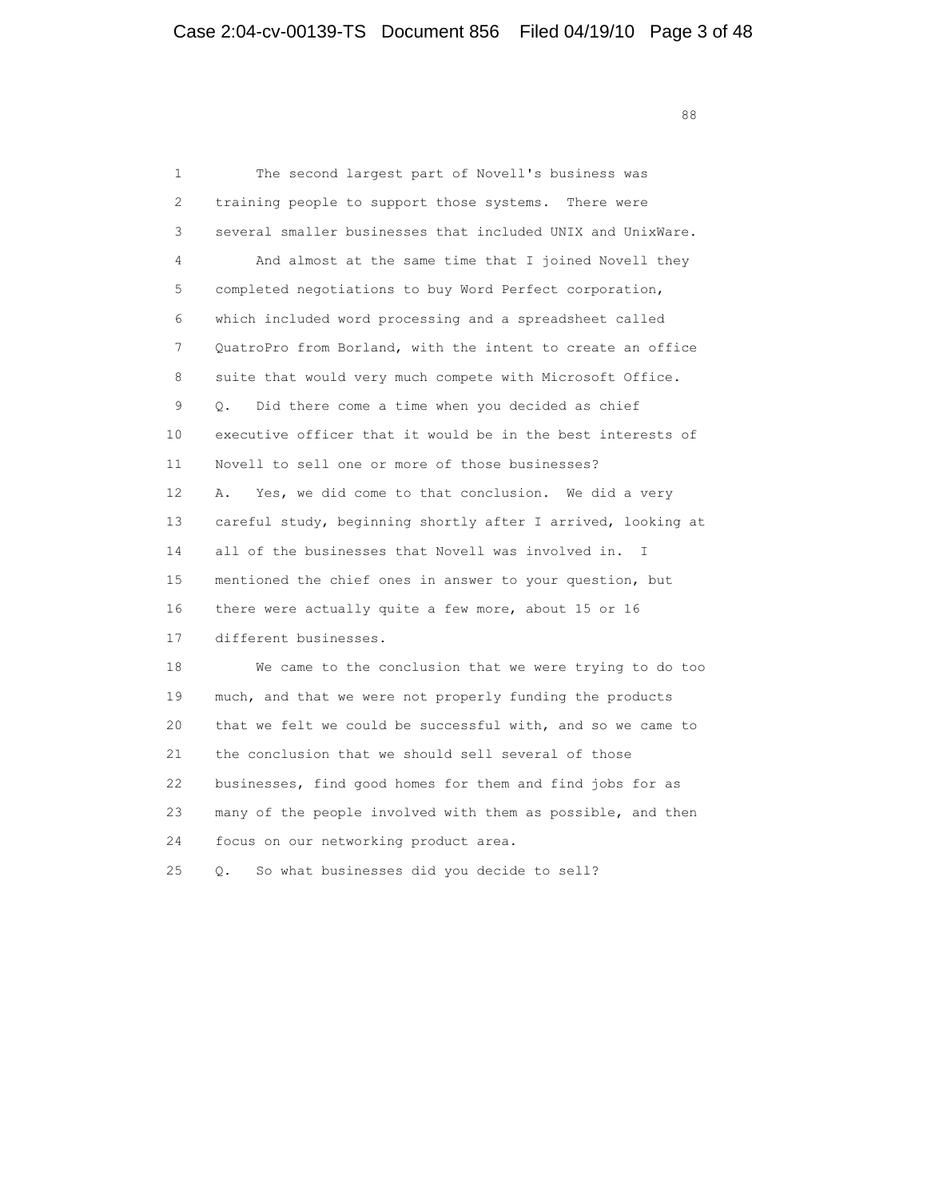1 The second largest part of Novell's business was
2 training people to support those systems. There were
3 several smaller businesses that included UNIX and UnixWare.
4 And almost at the same time that I joined Novell they
5 completed negotiations to buy Word Perfect corporation,
6 which included word processing and a spreadsheet called
7 QuatroPro from Borland, with the intent to create an office
8 suite that would very much compete with Microsoft Office.
9 Q. Did there come a time when you decided as chief
10 executive officer that it would be in the best interests of
11 Novell to sell one or more of those businesses?
12 A. Yes, we did come to that conclusion. We did a very
13 careful study, beginning shortly after I arrived, looking at
14 all of the businesses that Novell was involved in. I
15 mentioned the chief ones in answer to your question, but
16 there were actually quite a few more, about 15 or 16
17 different businesses.
18 We came to the conclusion that we were trying to do too
19 much, and that we were not properly funding the products
20 that we felt we could be successful with, and so we came to
21 the conclusion that we should sell several of those
22 businesses, find good homes for them and find jobs for as
23 many of the people involved with them as possible, and then
24 focus on our networking product area.
25 Q. So what businesses did you decide to sell?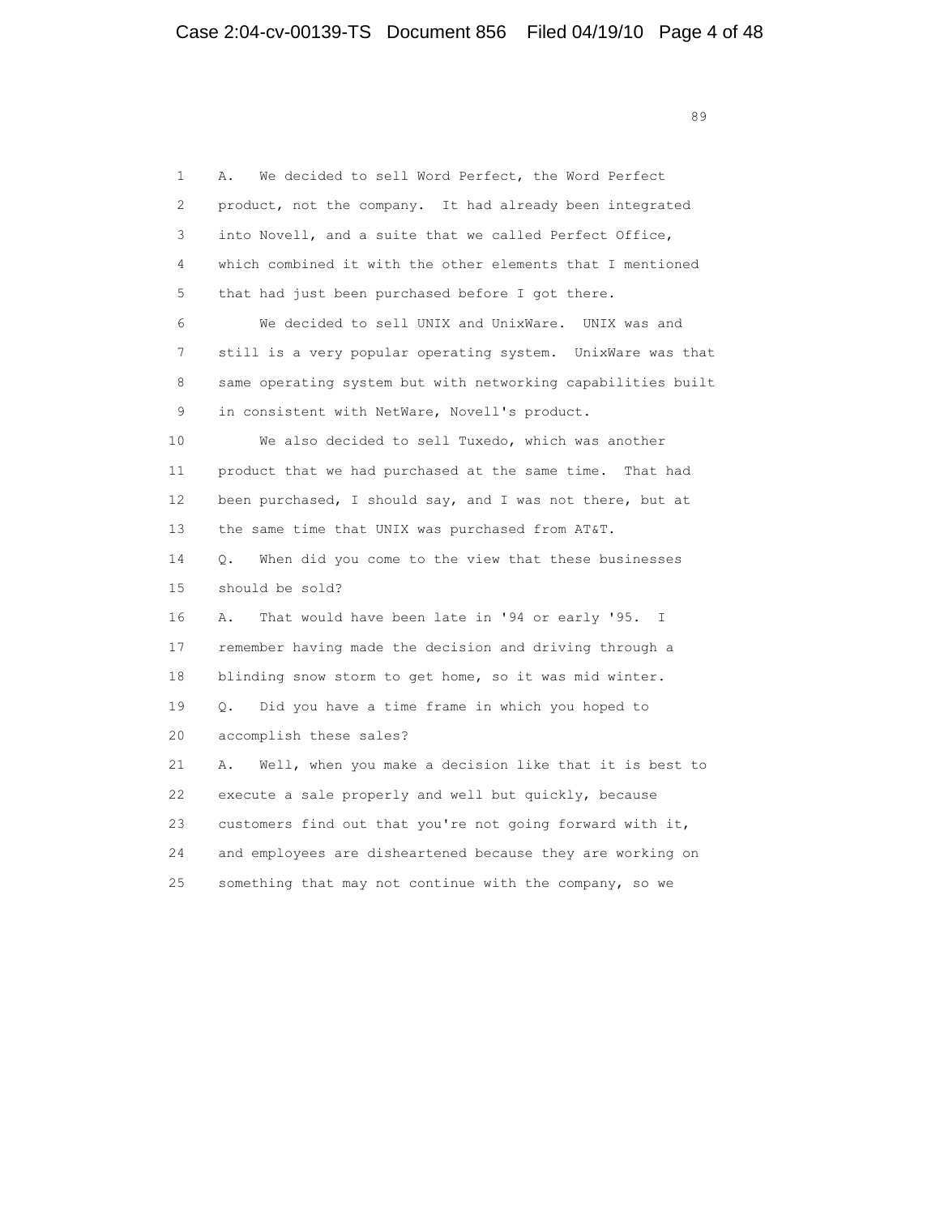1 A. We decided to sell Word Perfect, the Word Perfect
2 product, not the company. It had already been integrated
3 into Novell, and a suite that we called Perfect Office,
4 which combined it with the other elements that I mentioned
5 that had just been purchased before I got there.
6 We decided to sell UNIX and UnixWare. UNIX was and
7 still is a very popular operating system. UnixWare was that
8 same operating system but with networking capabilities built
9 in consistent with NetWare, Novell's product.
10 We also decided to sell Tuxedo, which was another
11 product that we had purchased at the same time. That had
12 been purchased, I should say, and I was not there, but at
13 the same time that UNIX was purchased from AT&T.
14 Q. When did you come to the view that these businesses
15 should be sold?
16 A. That would have been late in '94 or early '95. I
17 remember having made the decision and driving through a
18 blinding snow storm to get home, so it was mid winter.
19 Q. Did you have a time frame in which you hoped to
20 accomplish these sales?
21 A. Well, when you make a decision like that it is best to
22 execute a sale properly and well but quickly, because
23 customers find out that you're not going forward with it,
24 and employees are disheartened because they are working on
25 something that may not continue with the company, so we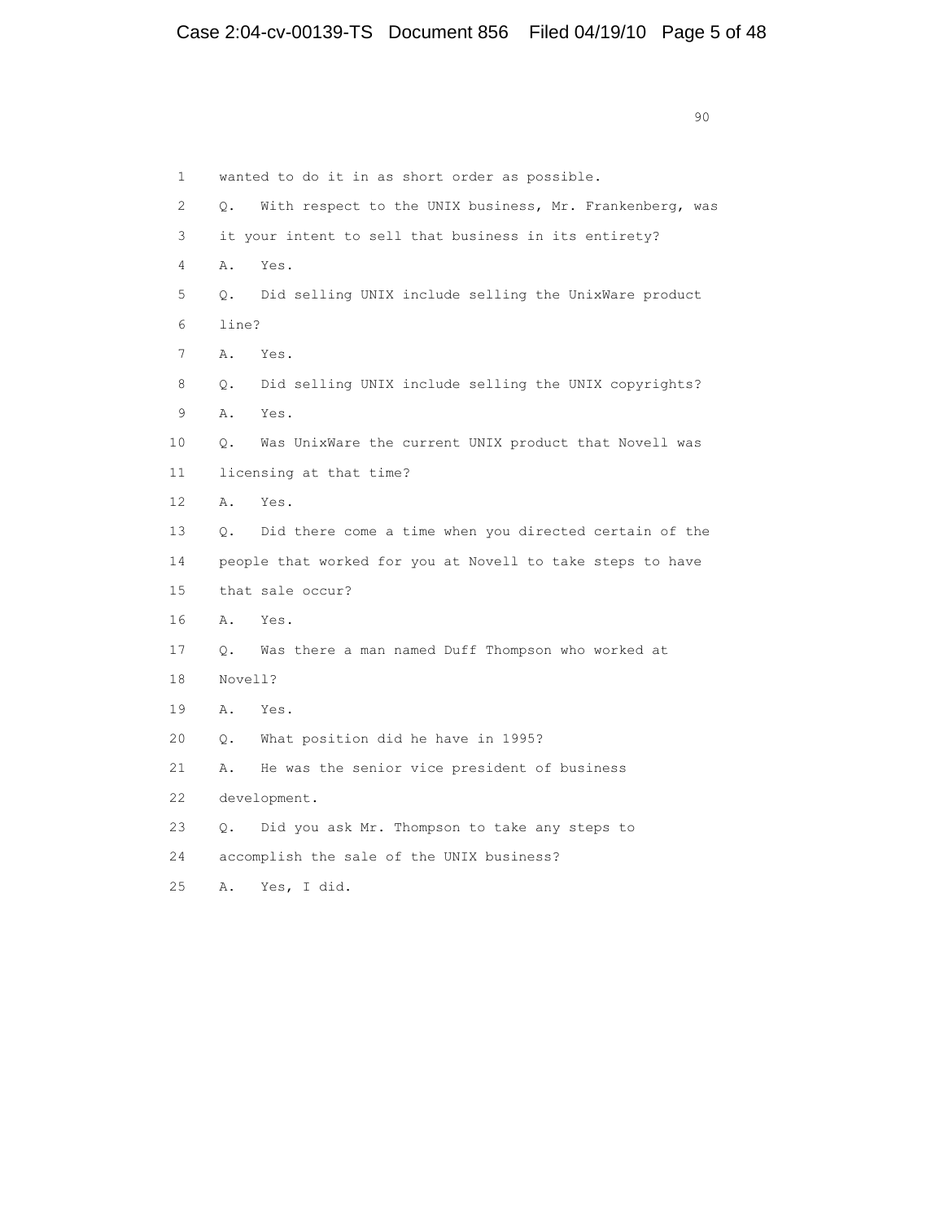1 wanted to do it in as short order as possible.

2 Q. With respect to the UNIX business, Mr. Frankenberg, was

3 it your intent to sell that business in its entirety?

4 A. Yes.

5 Q. Did selling UNIX include selling the UnixWare product

6 line?

7 A. Yes.

8 Q. Did selling UNIX include selling the UNIX copyrights?

9 A. Yes.

10 Q. Was UnixWare the current UNIX product that Novell was

11 licensing at that time?

12 A. Yes.

13 Q. Did there come a time when you directed certain of the

14 people that worked for you at Novell to take steps to have

15 that sale occur?

16 A. Yes.

17 Q. Was there a man named Duff Thompson who worked at

18 Novell?

19 A. Yes.

20 Q. What position did he have in 1995?

21 A. He was the senior vice president of business

22 development.

23 Q. Did you ask Mr. Thompson to take any steps to

24 accomplish the sale of the UNIX business?

25 A. Yes, I did.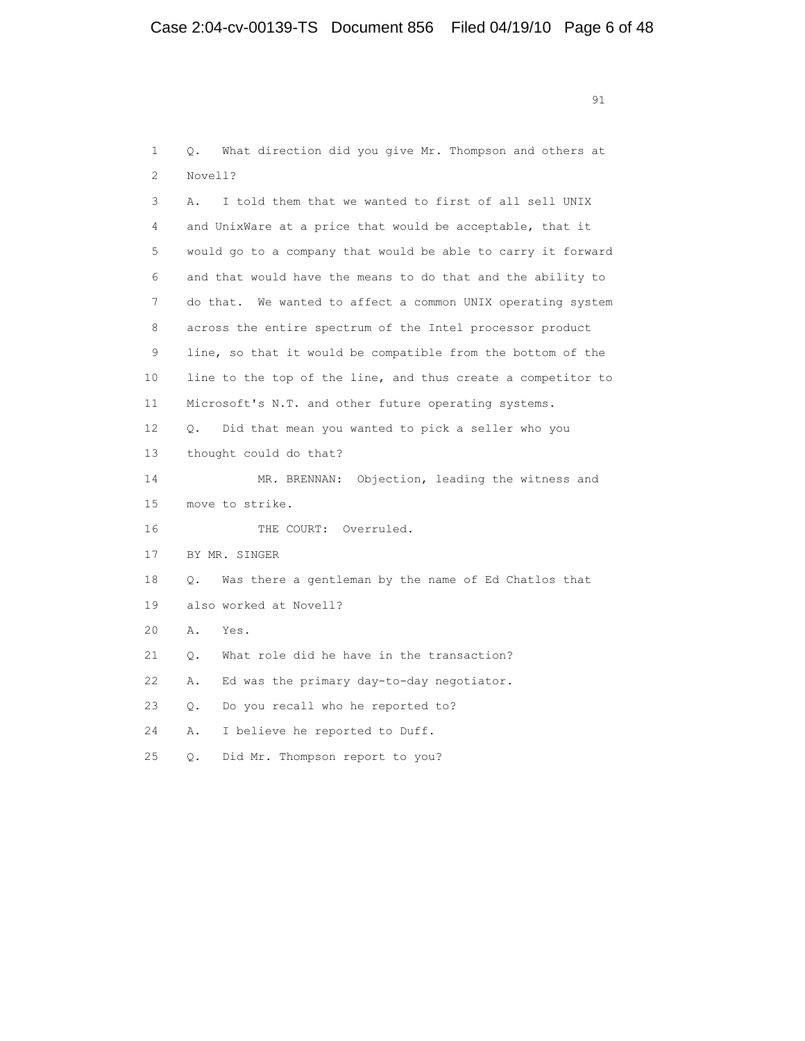1 Q. What direction did you give Mr. Thompson and others at
2 Novell?
3 A. I told them that we wanted to first of all sell UNIX
4 and UnixWare at a price that would be acceptable, that it
5 would go to a company that would be able to carry it forward
6 and that would have the means to do that and the ability to
7 do that. We wanted to affect a common UNIX operating system
8 across the entire spectrum of the Intel processor product
9 line, so that it would be compatible from the bottom of the
10 line to the top of the line, and thus create a competitor to
11 Microsoft's N.T. and other future operating systems.
12 Q. Did that mean you wanted to pick a seller who you
13 thought could do that?
14 MR. BRENNAN: Objection, leading the witness and
15 move to strike.
16 THE COURT: Overruled.
17 BY MR. SINGER
18 Q. Was there a gentleman by the name of Ed Chatlos that
19 also worked at Novell?
20 A. Yes.
21 Q. What role did he have in the transaction?
22 A. Ed was the primary day-to-day negotiator.
23 Q. Do you recall who he reported to?
24 A. I believe he reported to Duff.
25 Q. Did Mr. Thompson report to you?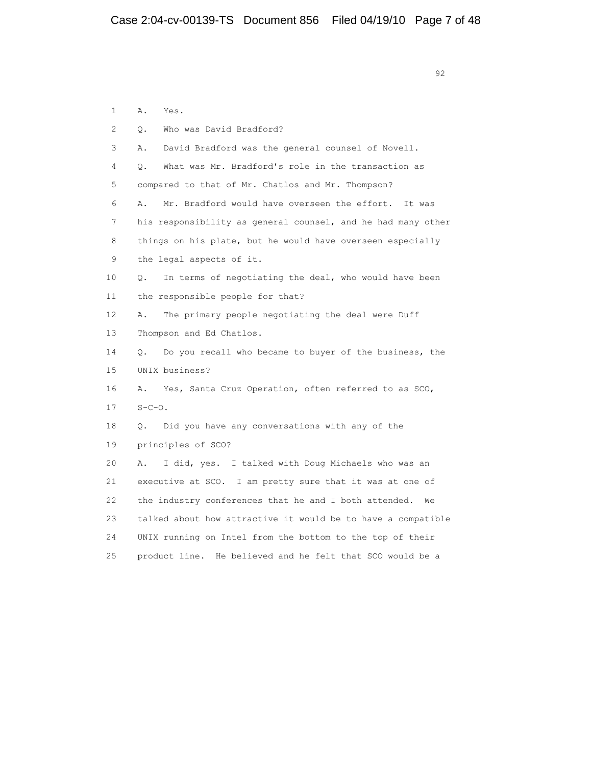1 A. Yes.

2 Q. Who was David Bradford?

3 A. David Bradford was the general counsel of Novell.

4 Q. What was Mr. Bradford's role in the transaction as

5 compared to that of Mr. Chatlos and Mr. Thompson?

6 A. Mr. Bradford would have overseen the effort. It was

7 his responsibility as general counsel, and he had many other

8 things on his plate, but he would have overseen especially

9 the legal aspects of it.

10 Q. In terms of negotiating the deal, who would have been

11 the responsible people for that?

12 A. The primary people negotiating the deal were Duff

13 Thompson and Ed Chatlos.

14 Q. Do you recall who became to buyer of the business, the

15 UNIX business?

16 A. Yes, Santa Cruz Operation, often referred to as SCO,

17 S-C-O.

18 Q. Did you have any conversations with any of the

19 principles of SCO?

20 A. I did, yes. I talked with Doug Michaels who was an

21 executive at SCO. I am pretty sure that it was at one of

22 the industry conferences that he and I both attended. We

23 talked about how attractive it would be to have a compatible

24 UNIX running on Intel from the bottom to the top of their

25 product line. He believed and he felt that SCO would be a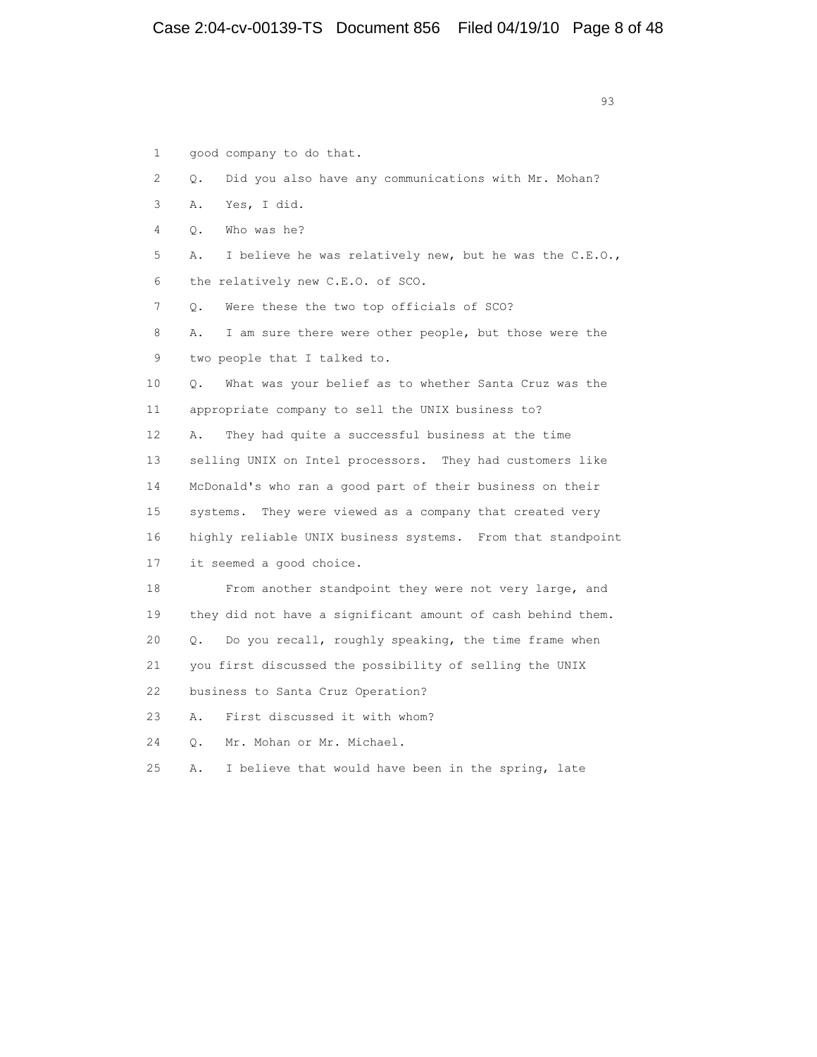1 good company to do that.

2 Q. Did you also have any communications with Mr. Mohan?

3 A. Yes, I did.

4 Q. Who was he?

5 A. I believe he was relatively new, but he was the C.E.O.,

6 the relatively new C.E.O. of SCO.

7 Q. Were these the two top officials of SCO?

8 A. I am sure there were other people, but those were the

9 two people that I talked to.

10 Q. What was your belief as to whether Santa Cruz was the

11 appropriate company to sell the UNIX business to?

12 A. They had quite a successful business at the time

13 selling UNIX on Intel processors. They had customers like

14 McDonald's who ran a good part of their business on their

15 systems. They were viewed as a company that created very

16 highly reliable UNIX business systems. From that standpoint

17 it seemed a good choice.

18 From another standpoint they were not very large, and

19 they did not have a significant amount of cash behind them.

20 Q. Do you recall, roughly speaking, the time frame when

21 you first discussed the possibility of selling the UNIX

22 business to Santa Cruz Operation?

23 A. First discussed it with whom?

24 Q. Mr. Mohan or Mr. Michael.

25 A. I believe that would have been in the spring, late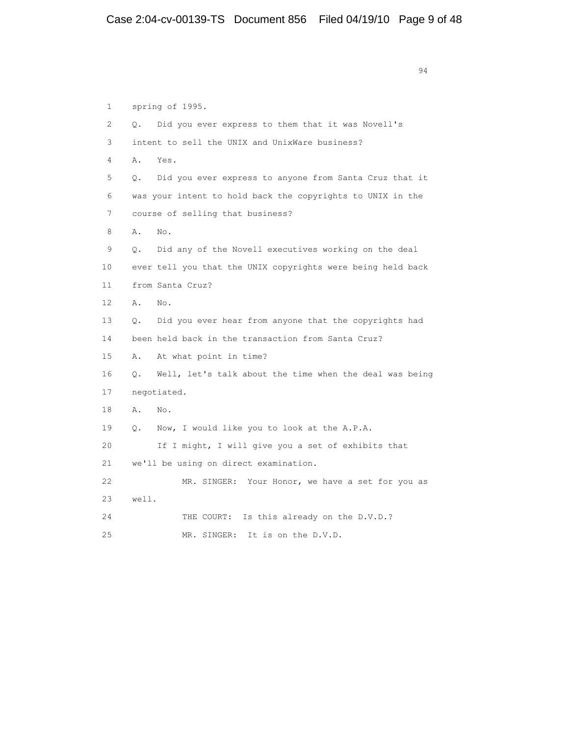spring of 1995.

Q. Did you ever express to them that it was Novell's intent to sell the UNIX and UnixWare business?

A. Yes.

Q. Did you ever express to anyone from Santa Cruz that it was your intent to hold back the copyrights to UNIX in the course of selling that business?

A. No.

Q. Did any of the Novell executives working on the deal ever tell you that the UNIX copyrights were being held back from Santa Cruz?

A. No.

Q. Did you ever hear from anyone that the copyrights had been held back in the transaction from Santa Cruz?

A. At what point in time?

Q. Well, let's talk about the time when the deal was being negotiated.

A. No.

Q. Now, I would like you to look at the A.P.A.

If I might, I will give you a set of exhibits that we'll be using on direct examination.

MR. SINGER: Your Honor, we have a set for you as well.

THE COURT: Is this already on the D.V.D.?

MR. SINGER: It is on the D.V.D.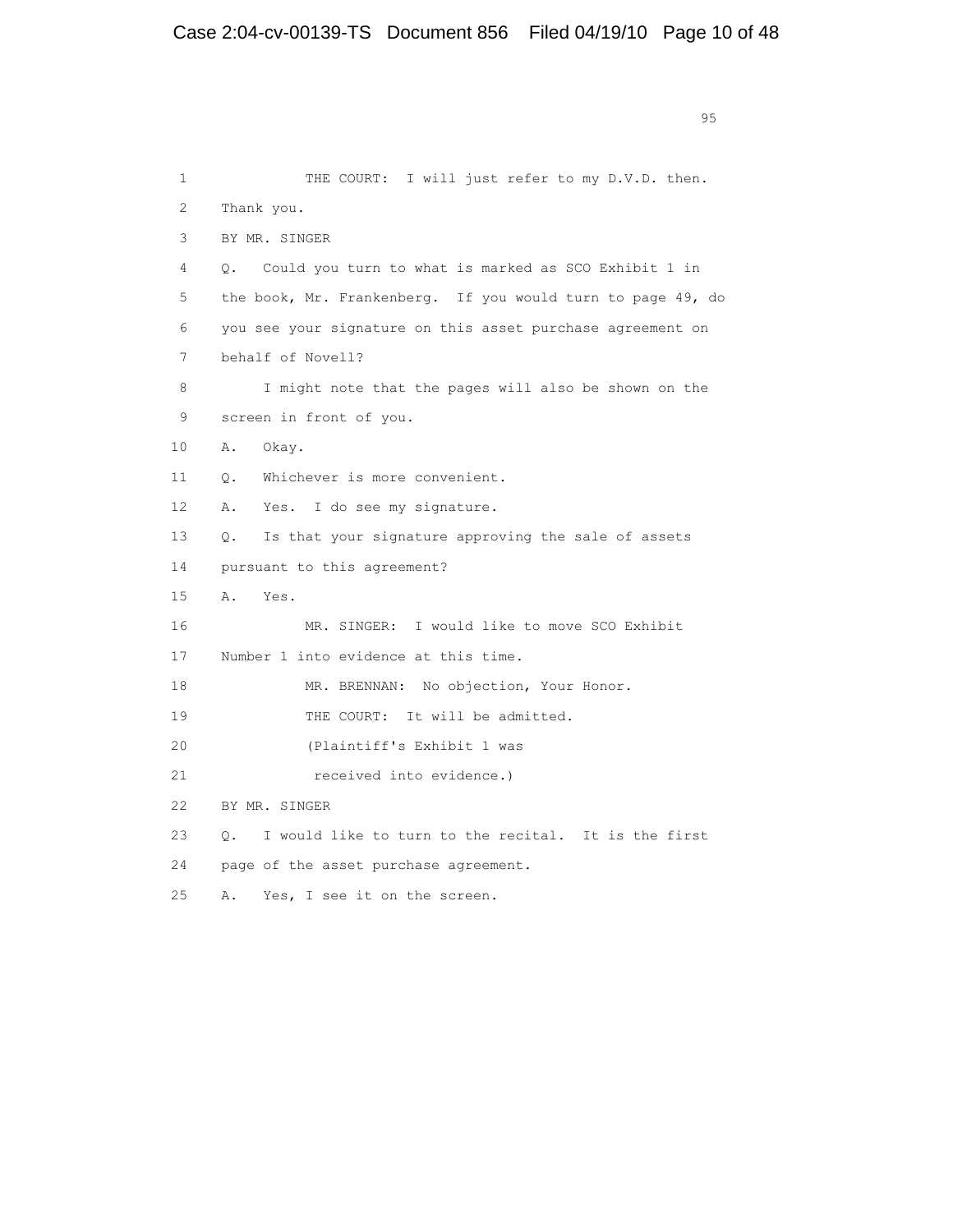1 THE COURT: I will just refer to my D.V.D. then.
2 Thank you.
3 BY MR. SINGER
4 Q. Could you turn to what is marked as SCO Exhibit 1 in
5 the book, Mr. Frankenberg. If you would turn to page 49, do
6 you see your signature on this asset purchase agreement on
7 behalf of Novell?
8 I might note that the pages will also be shown on the
9 screen in front of you.
10 A. Okay.
11 Q. Whichever is more convenient.
12 A. Yes. I do see my signature.
13 Q. Is that your signature approving the sale of assets
14 pursuant to this agreement?
15 A. Yes.
16 MR. SINGER: I would like to move SCO Exhibit
17 Number 1 into evidence at this time.
18 MR. BRENNAN: No objection, Your Honor.
19 THE COURT: It will be admitted.
20 (Plaintiff's Exhibit 1 was
21 received into evidence.)
22 BY MR. SINGER
23 Q. I would like to turn to the recital. It is the first
24 page of the asset purchase agreement.
25 A. Yes, I see it on the screen.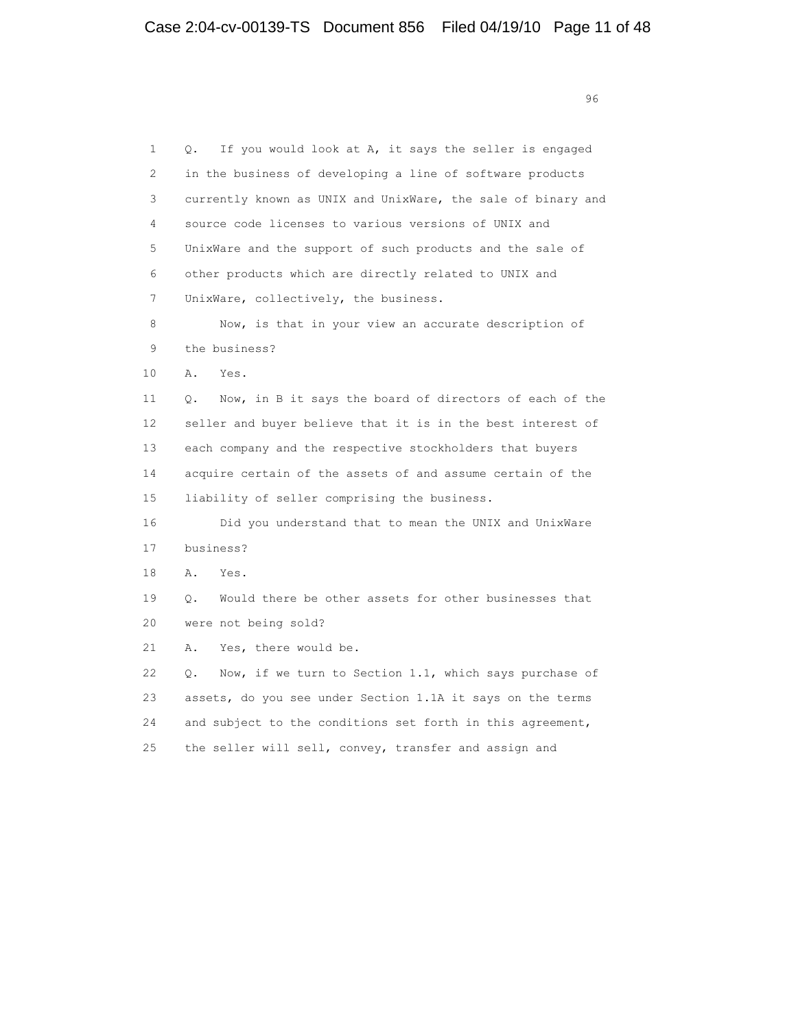1 Q. If you would look at A, it says the seller is engaged
2 in the business of developing a line of software products
3 currently known as UNIX and UnixWare, the sale of binary and
4 source code licenses to various versions of UNIX and
5 UnixWare and the support of such products and the sale of
6 other products which are directly related to UNIX and
7 UnixWare, collectively, the business.
8 Now, is that in your view an accurate description of
9 the business?
10 A. Yes.
11 Q. Now, in B it says the board of directors of each of the
12 seller and buyer believe that it is in the best interest of
13 each company and the respective stockholders that buyers
14 acquire certain of the assets of and assume certain of the
15 liability of seller comprising the business.
16 Did you understand that to mean the UNIX and UnixWare
17 business?
18 A. Yes.
19 Q. Would there be other assets for other businesses that
20 were not being sold?
21 A. Yes, there would be.
22 Q. Now, if we turn to Section 1.1, which says purchase of
23 assets, do you see under Section 1.1A it says on the terms
24 and subject to the conditions set forth in this agreement,
25 the seller will sell, convey, transfer and assign and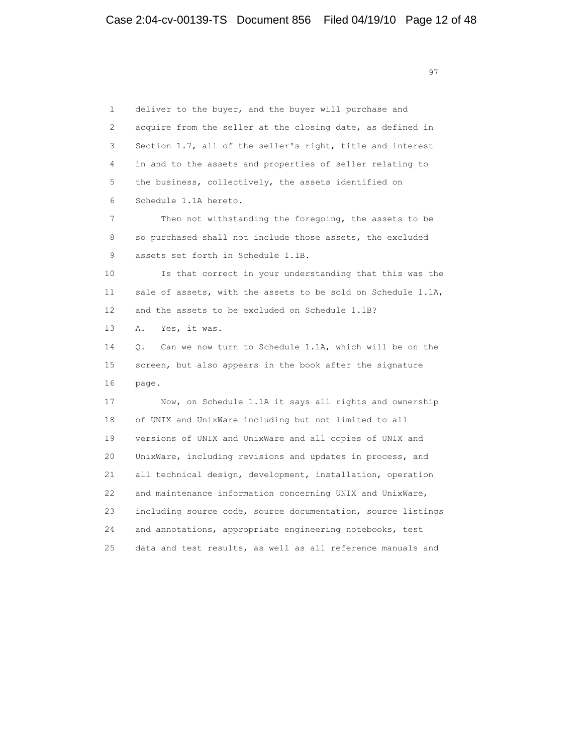1 deliver to the buyer, and the buyer will purchase and
2 acquire from the seller at the closing date, as defined in
3 Section 1.7, all of the seller's right, title and interest
4 in and to the assets and properties of seller relating to
5 the business, collectively, the assets identified on
6 Schedule 1.1A hereto.

7 Then not withstanding the foregoing, the assets to be
8 so purchased shall not include those assets, the excluded
9 assets set forth in Schedule 1.1B.

10 Is that correct in your understanding that this was the
11 sale of assets, with the assets to be sold on Schedule 1.1A,
12 and the assets to be excluded on Schedule 1.1B?

13 A. Yes, it was.

14 Q. Can we now turn to Schedule 1.1A, which will be on the
15 screen, but also appears in the book after the signature
16 page.

17 Now, on Schedule 1.1A it says all rights and ownership
18 of UNIX and UnixWare including but not limited to all
19 versions of UNIX and UnixWare and all copies of UNIX and
20 UnixWare, including revisions and updates in process, and
21 all technical design, development, installation, operation
22 and maintenance information concerning UNIX and UnixWare,
23 including source code, source documentation, source listings
24 and annotations, appropriate engineering notebooks, test
25 data and test results, as well as all reference manuals and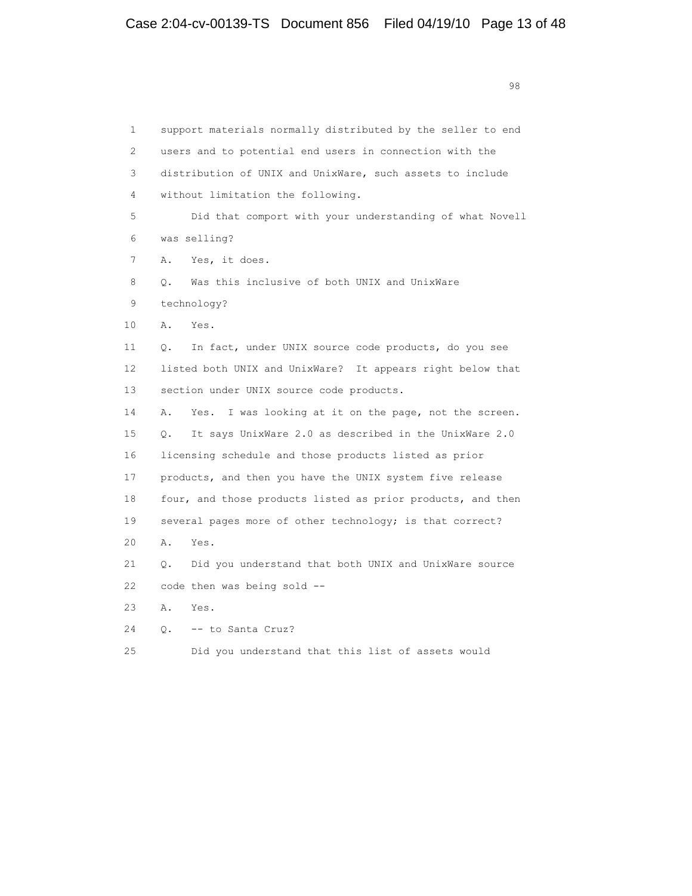1 support materials normally distributed by the seller to end
2 users and to potential end users in connection with the
3 distribution of UNIX and UnixWare, such assets to include
4 without limitation the following.
5 Did that comport with your understanding of what Novell
6 was selling?
7 A. Yes, it does.
8 Q. Was this inclusive of both UNIX and UnixWare
9 technology?
10 A. Yes.
11 Q. In fact, under UNIX source code products, do you see
12 listed both UNIX and UnixWare? It appears right below that
13 section under UNIX source code products.
14 A. Yes. I was looking at it on the page, not the screen.
15 Q. It says UnixWare 2.0 as described in the UnixWare 2.0
16 licensing schedule and those products listed as prior
17 products, and then you have the UNIX system five release
18 four, and those products listed as prior products, and then
19 several pages more of other technology; is that correct?
20 A. Yes.
21 Q. Did you understand that both UNIX and UnixWare source
22 code then was being sold --
23 A. Yes.
24 Q. -- to Santa Cruz?
25 Did you understand that this list of assets would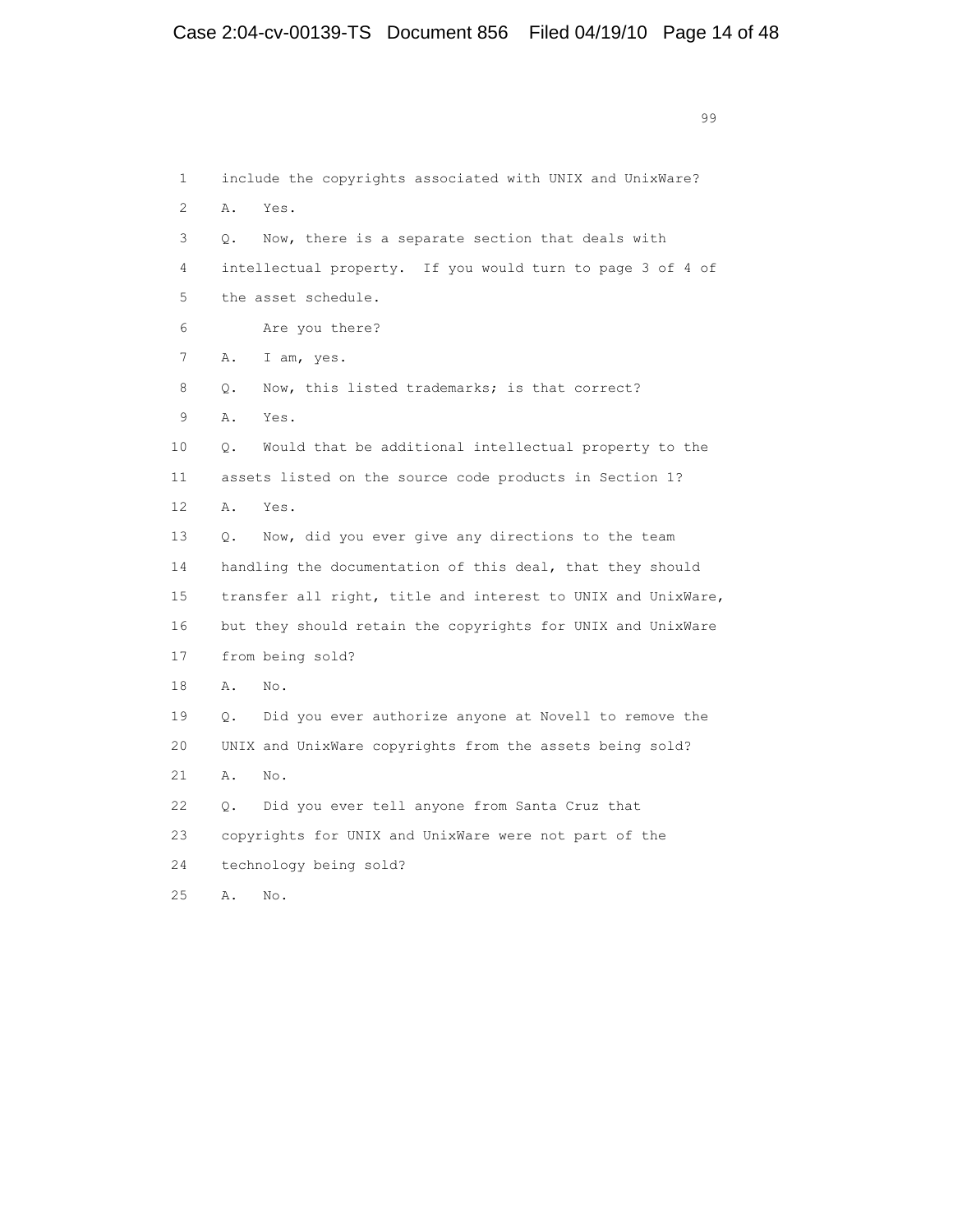1 include the copyrights associated with UNIX and UnixWare?

2 A. Yes.

3 Q. Now, there is a separate section that deals with

4 intellectual property. If you would turn to page 3 of 4 of

5 the asset schedule.

6 Are you there?

7 A. I am, yes.

8 Q. Now, this listed trademarks; is that correct?

9 A. Yes.

10 Q. Would that be additional intellectual property to the

11 assets listed on the source code products in Section 1?

12 A. Yes.

13 Q. Now, did you ever give any directions to the team

14 handling the documentation of this deal, that they should

15 transfer all right, title and interest to UNIX and UnixWare,

16 but they should retain the copyrights for UNIX and UnixWare

17 from being sold?

18 A. No.

19 Q. Did you ever authorize anyone at Novell to remove the

20 UNIX and UnixWare copyrights from the assets being sold?

21 A. No.

22 Q. Did you ever tell anyone from Santa Cruz that

23 copyrights for UNIX and UnixWare were not part of the

24 technology being sold?

25 A. No.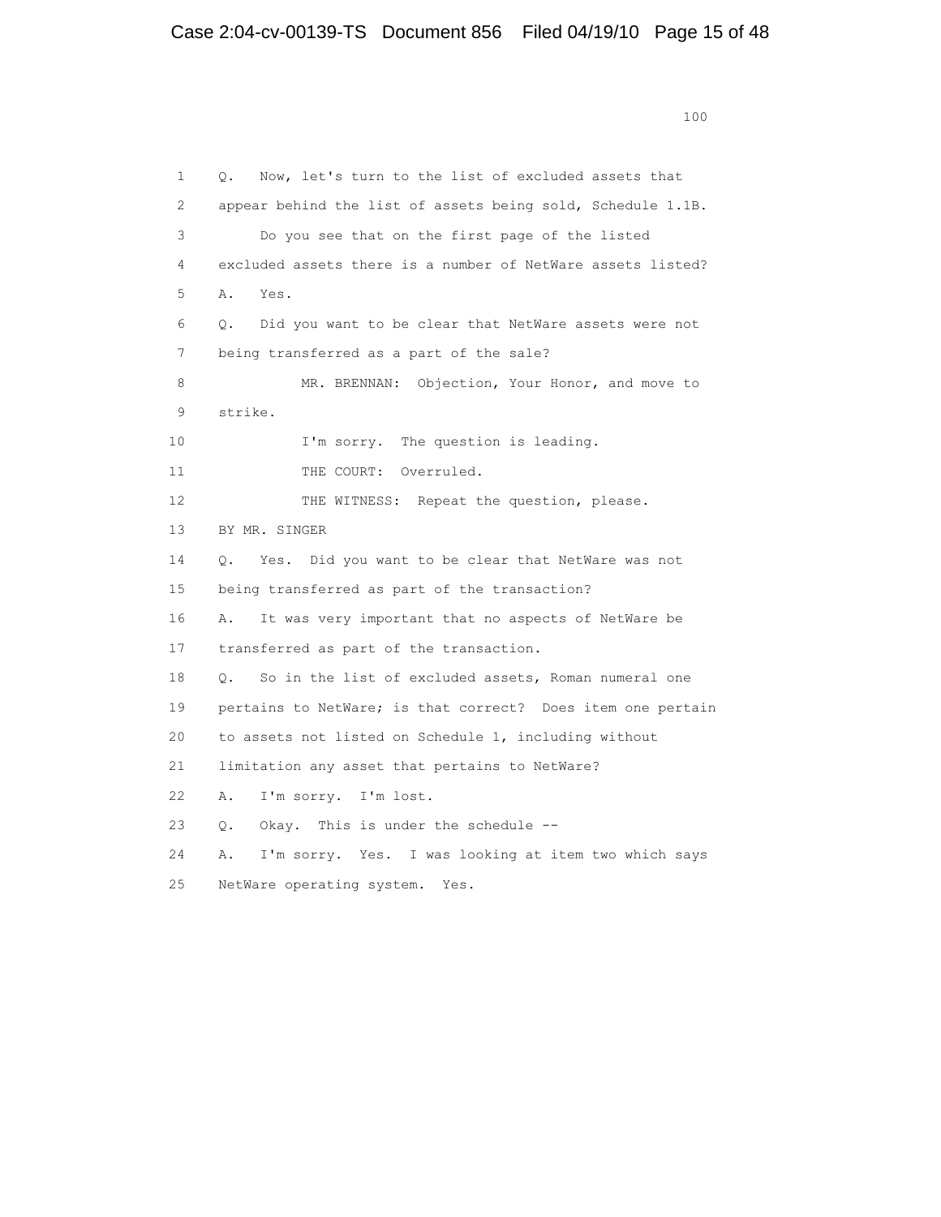Q. Now, let's turn to the list of excluded assets that appear behind the list of assets being sold, Schedule 1.1B.

Do you see that on the first page of the listed excluded assets there is a number of NetWare assets listed?

A. Yes.

Q. Did you want to be clear that NetWare assets were not being transferred as a part of the sale?

MR. BRENNAN: Objection, Your Honor, and move to strike.

I'm sorry. The question is leading.

THE COURT: Overruled.

THE WITNESS: Repeat the question, please.

BY MR. SINGER

Q. Yes. Did you want to be clear that NetWare was not being transferred as part of the transaction?

A. It was very important that no aspects of NetWare be transferred as part of the transaction.

Q. So in the list of excluded assets, Roman numeral one pertains to NetWare; is that correct? Does item one pertain to assets not listed on Schedule 1, including without limitation any asset that pertains to NetWare?

A. I'm sorry. I'm lost.

Q. Okay. This is under the schedule --

A. I'm sorry. Yes. I was looking at item two which says NetWare operating system. Yes.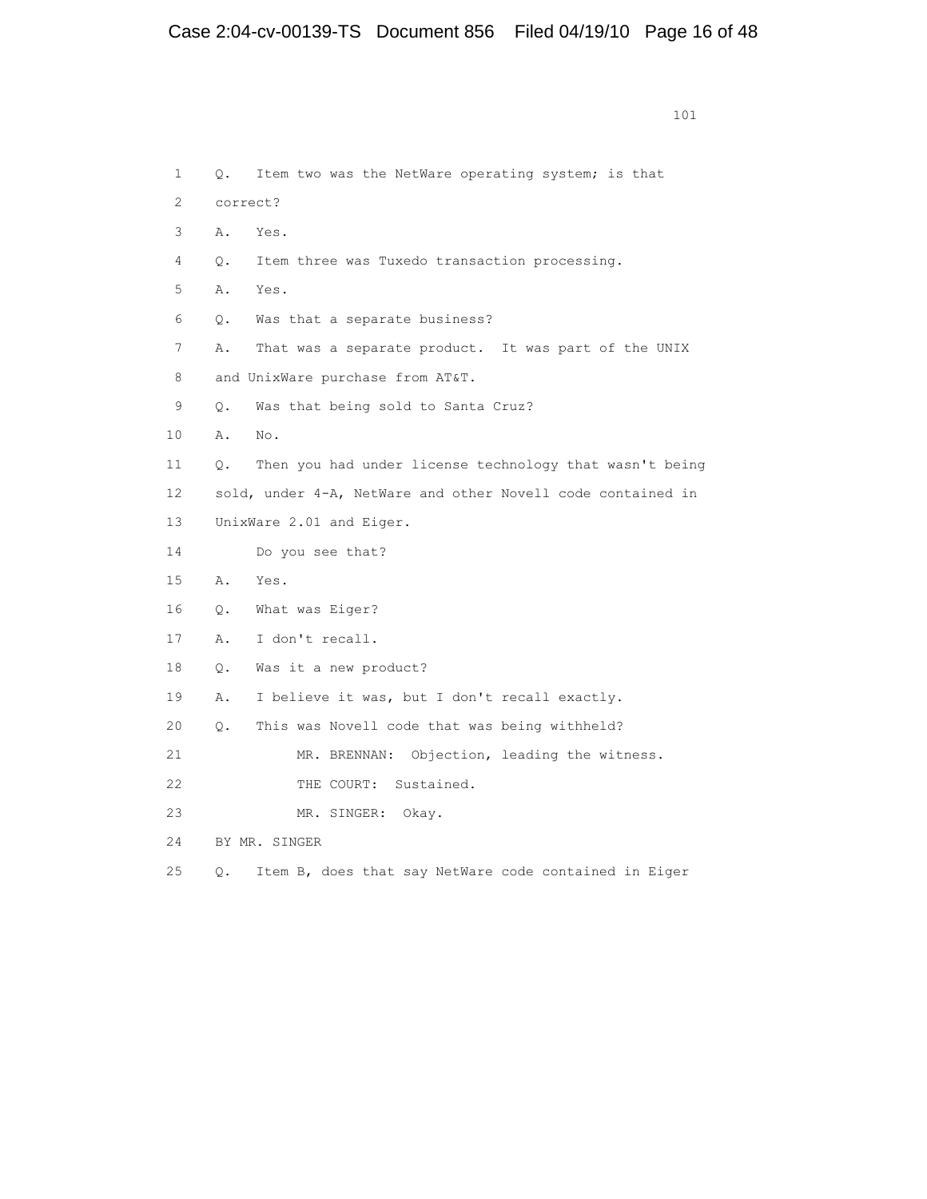1 Q. Item two was the NetWare operating system; is that
2 correct?
3 A. Yes.
4 Q. Item three was Tuxedo transaction processing.
5 A. Yes.
6 Q. Was that a separate business?
7 A. That was a separate product. It was part of the UNIX
8 and UnixWare purchase from AT&T.
9 Q. Was that being sold to Santa Cruz?
10 A. No.
11 Q. Then you had under license technology that wasn't being
12 sold, under 4-A, NetWare and other Novell code contained in
13 UnixWare 2.01 and Eiger.
14 Do you see that?
15 A. Yes.
16 Q. What was Eiger?
17 A. I don't recall.
18 Q. Was it a new product?
19 A. I believe it was, but I don't recall exactly.
20 Q. This was Novell code that was being withheld?
21 MR. BRENNAN: Objection, leading the witness.
22 THE COURT: Sustained.
23 MR. SINGER: Okay.
24 BY MR. SINGER
25 Q. Item B, does that say NetWare code contained in Eiger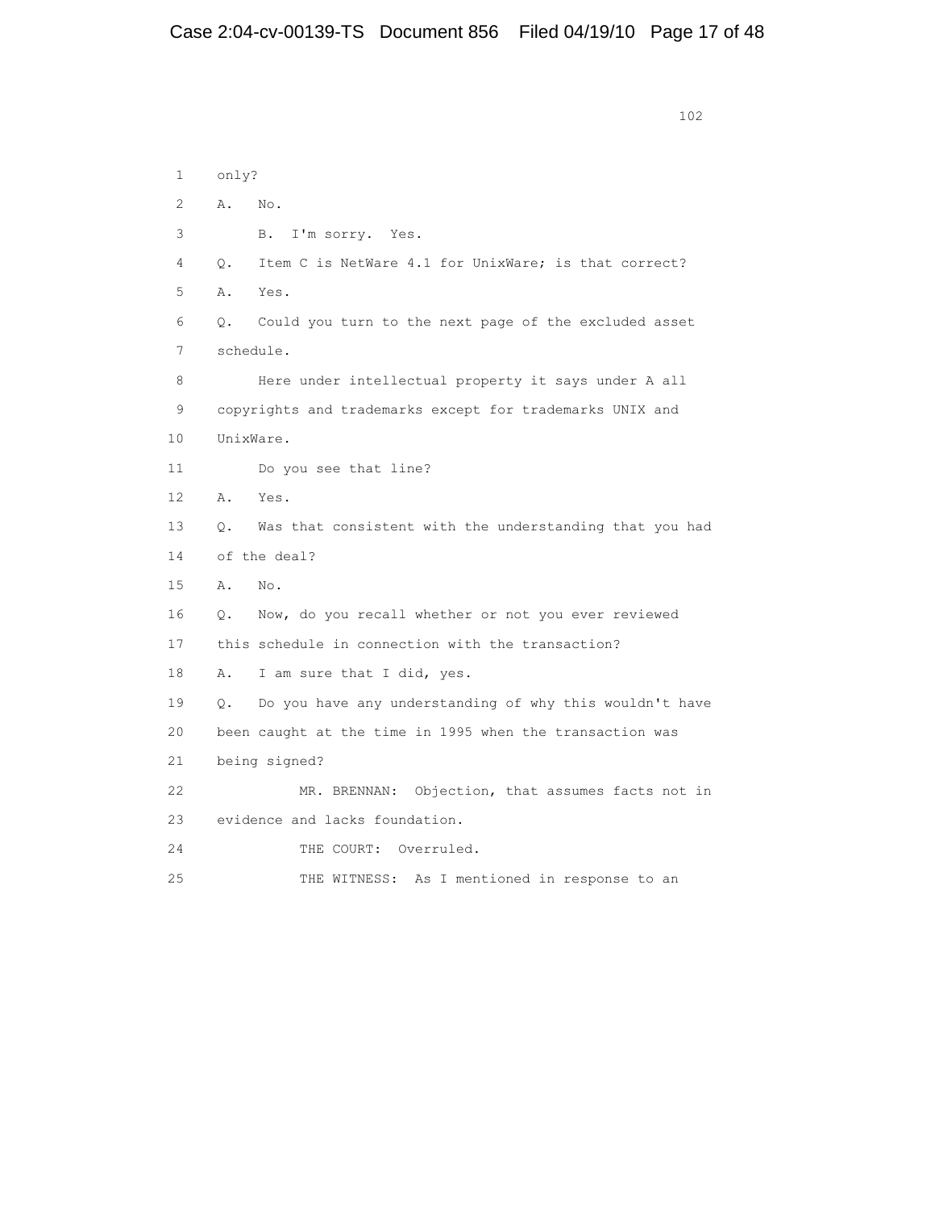1 only?

2 A. No.

3 B. I'm sorry. Yes.

4 Q. Item C is NetWare 4.1 for UnixWare; is that correct?

5 A. Yes.

6 Q. Could you turn to the next page of the excluded asset

7 schedule.

8 Here under intellectual property it says under A all

9 copyrights and trademarks except for trademarks UNIX and

10 UnixWare.

11 Do you see that line?

12 A. Yes.

13 Q. Was that consistent with the understanding that you had

14 of the deal?

15 A. No.

16 Q. Now, do you recall whether or not you ever reviewed

17 this schedule in connection with the transaction?

18 A. I am sure that I did, yes.

19 Q. Do you have any understanding of why this wouldn't have

20 been caught at the time in 1995 when the transaction was

21 being signed?

22 MR. BRENNAN: Objection, that assumes facts not in

23 evidence and lacks foundation.

24 THE COURT: Overruled.

25 THE WITNESS: As I mentioned in response to an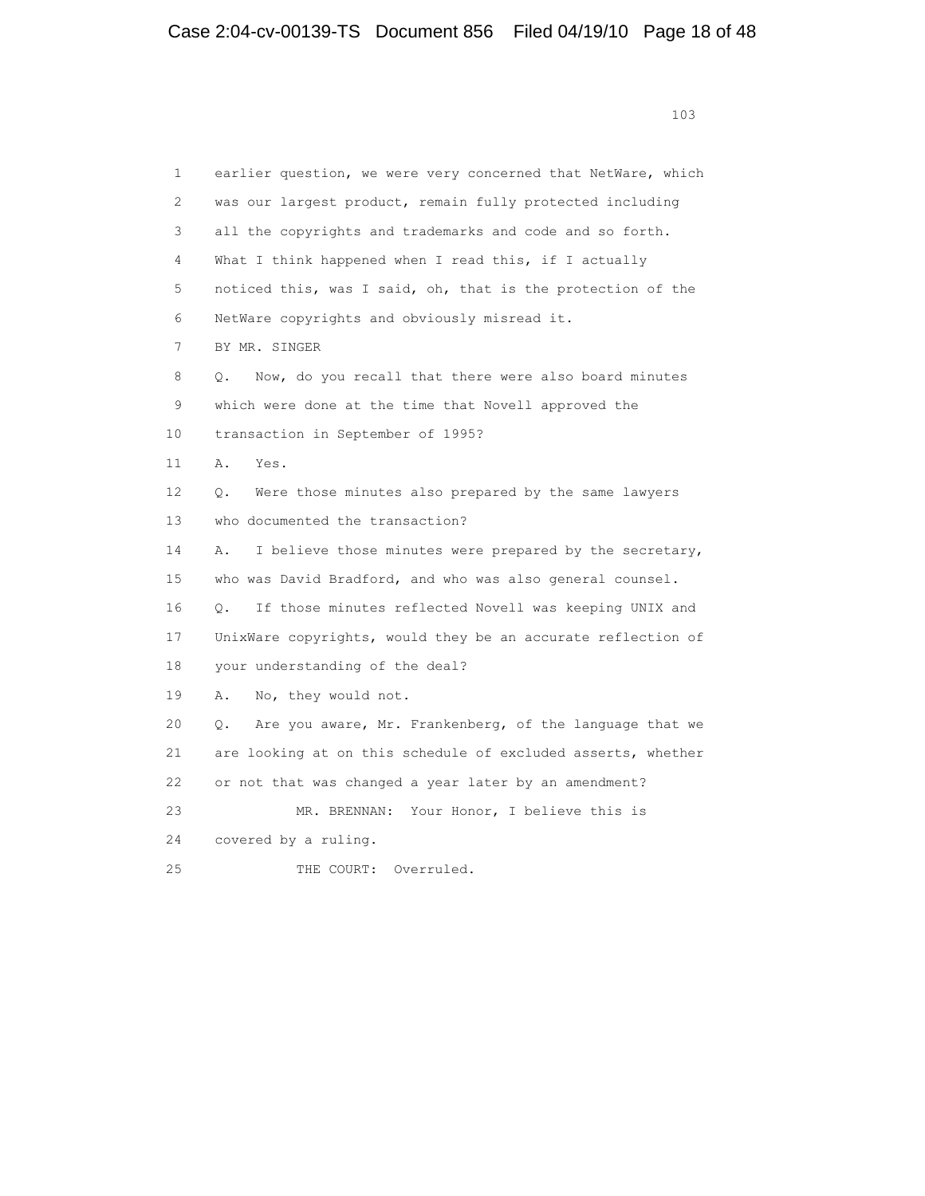1 earlier question, we were very concerned that NetWare, which
2 was our largest product, remain fully protected including
3 all the copyrights and trademarks and code and so forth.
4 What I think happened when I read this, if I actually
5 noticed this, was I said, oh, that is the protection of the
6 NetWare copyrights and obviously misread it.
7 BY MR. SINGER
8 Q. Now, do you recall that there were also board minutes
9 which were done at the time that Novell approved the
10 transaction in September of 1995?
11 A. Yes.
12 Q. Were those minutes also prepared by the same lawyers
13 who documented the transaction?
14 A. I believe those minutes were prepared by the secretary,
15 who was David Bradford, and who was also general counsel.
16 Q. If those minutes reflected Novell was keeping UNIX and
17 UnixWare copyrights, would they be an accurate reflection of
18 your understanding of the deal?
19 A. No, they would not.
20 Q. Are you aware, Mr. Frankenberg, of the language that we
21 are looking at on this schedule of excluded asserts, whether
22 or not that was changed a year later by an amendment?
23 MR. BRENNAN: Your Honor, I believe this is
24 covered by a ruling.
25 THE COURT: Overruled.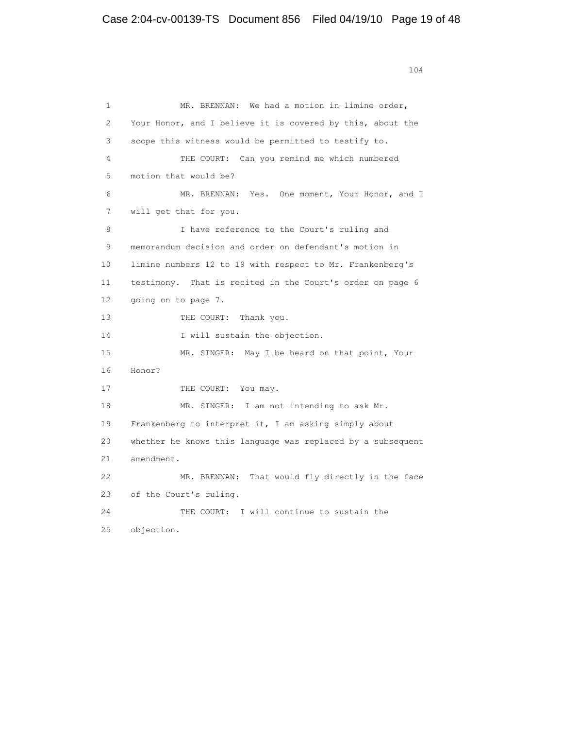1 MR. BRENNAN: We had a motion in limine order,
2 Your Honor, and I believe it is covered by this, about the
3 scope this witness would be permitted to testify to.
4 THE COURT: Can you remind me which numbered
5 motion that would be?
6 MR. BRENNAN: Yes. One moment, Your Honor, and I
7 will get that for you.
8 I have reference to the Court's ruling and
9 memorandum decision and order on defendant's motion in
10 limine numbers 12 to 19 with respect to Mr. Frankenberg's
11 testimony. That is recited in the Court's order on page 6
12 going on to page 7.
13 THE COURT: Thank you.
14 I will sustain the objection.
15 MR. SINGER: May I be heard on that point, Your
16 Honor?
17 THE COURT: You may.
18 MR. SINGER: I am not intending to ask Mr.
19 Frankenberg to interpret it, I am asking simply about
20 whether he knows this language was replaced by a subsequent
21 amendment.
22 MR. BRENNAN: That would fly directly in the face
23 of the Court's ruling.
24 THE COURT: I will continue to sustain the
25 objection.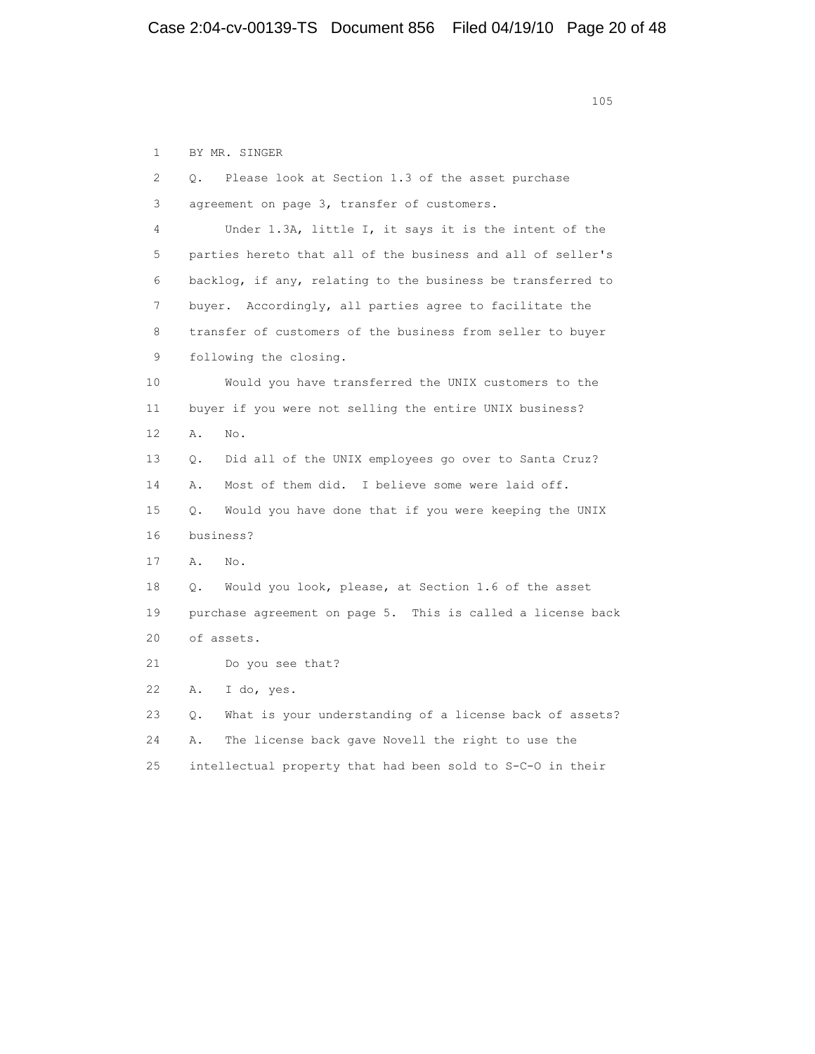1 BY MR. SINGER

2 Q. Please look at Section 1.3 of the asset purchase

3 agreement on page 3, transfer of customers.

4 Under 1.3A, little I, it says it is the intent of the

5 parties hereto that all of the business and all of seller's

6 backlog, if any, relating to the business be transferred to

7 buyer. Accordingly, all parties agree to facilitate the

8 transfer of customers of the business from seller to buyer

9 following the closing.

10 Would you have transferred the UNIX customers to the

11 buyer if you were not selling the entire UNIX business?

12 A. No.

13 Q. Did all of the UNIX employees go over to Santa Cruz?

14 A. Most of them did. I believe some were laid off.

15 Q. Would you have done that if you were keeping the UNIX

16 business?

17 A. No.

18 Q. Would you look, please, at Section 1.6 of the asset

19 purchase agreement on page 5. This is called a license back

20 of assets.

21 Do you see that?

22 A. I do, yes.

23 Q. What is your understanding of a license back of assets?

24 A. The license back gave Novell the right to use the

25 intellectual property that had been sold to S-C-O in their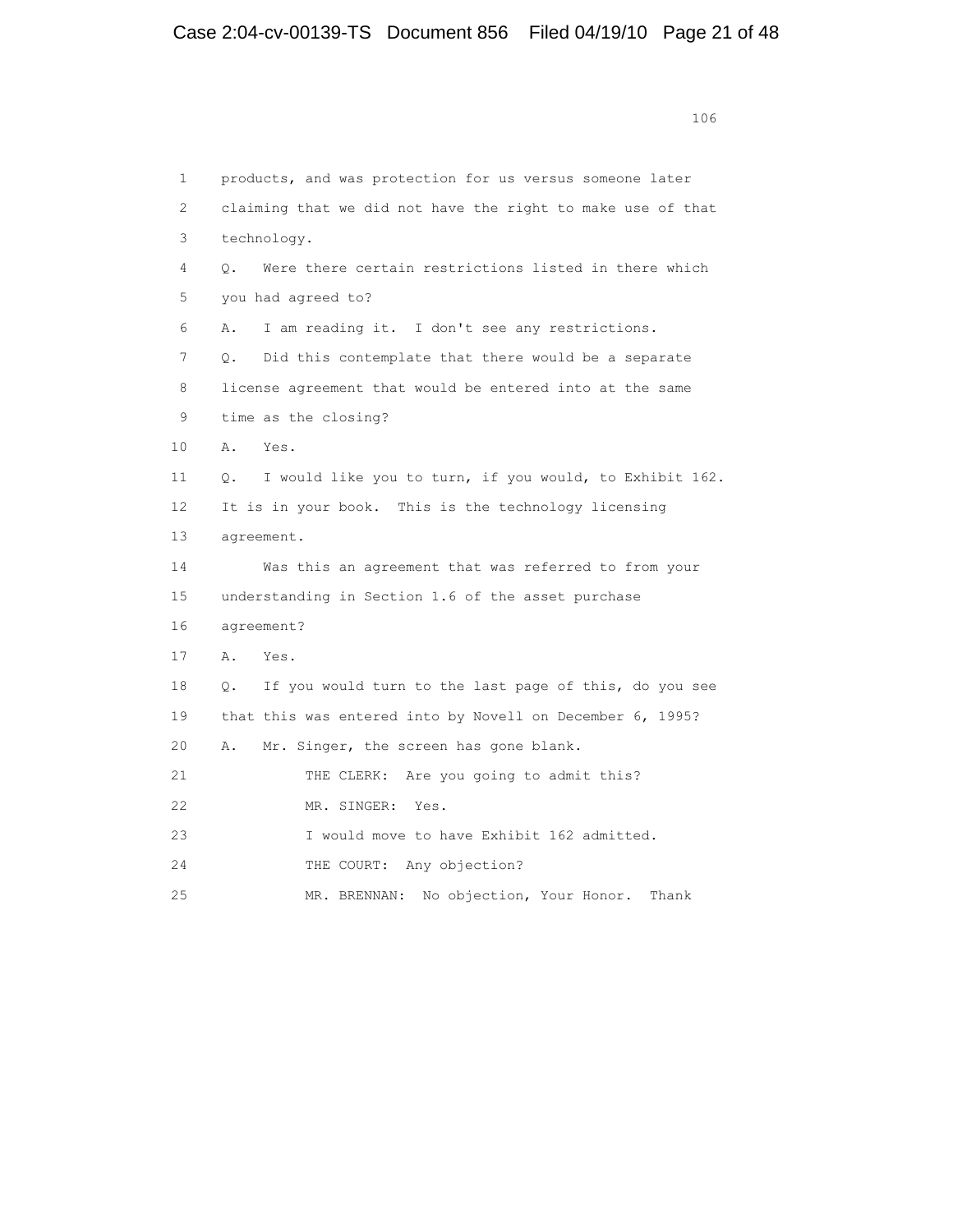1 products, and was protection for us versus someone later
2 claiming that we did not have the right to make use of that
3 technology.
4 Q. Were there certain restrictions listed in there which
5 you had agreed to?
6 A. I am reading it. I don't see any restrictions.
7 Q. Did this contemplate that there would be a separate
8 license agreement that would be entered into at the same
9 time as the closing?
10 A. Yes.
11 Q. I would like you to turn, if you would, to Exhibit 162.
12 It is in your book. This is the technology licensing
13 agreement.
14 Was this an agreement that was referred to from your
15 understanding in Section 1.6 of the asset purchase
16 agreement?
17 A. Yes.
18 Q. If you would turn to the last page of this, do you see
19 that this was entered into by Novell on December 6, 1995?
20 A. Mr. Singer, the screen has gone blank.
21 THE CLERK: Are you going to admit this?
22 MR. SINGER: Yes.
23 I would move to have Exhibit 162 admitted.
24 THE COURT: Any objection?
25 MR. BRENNAN: No objection, Your Honor. Thank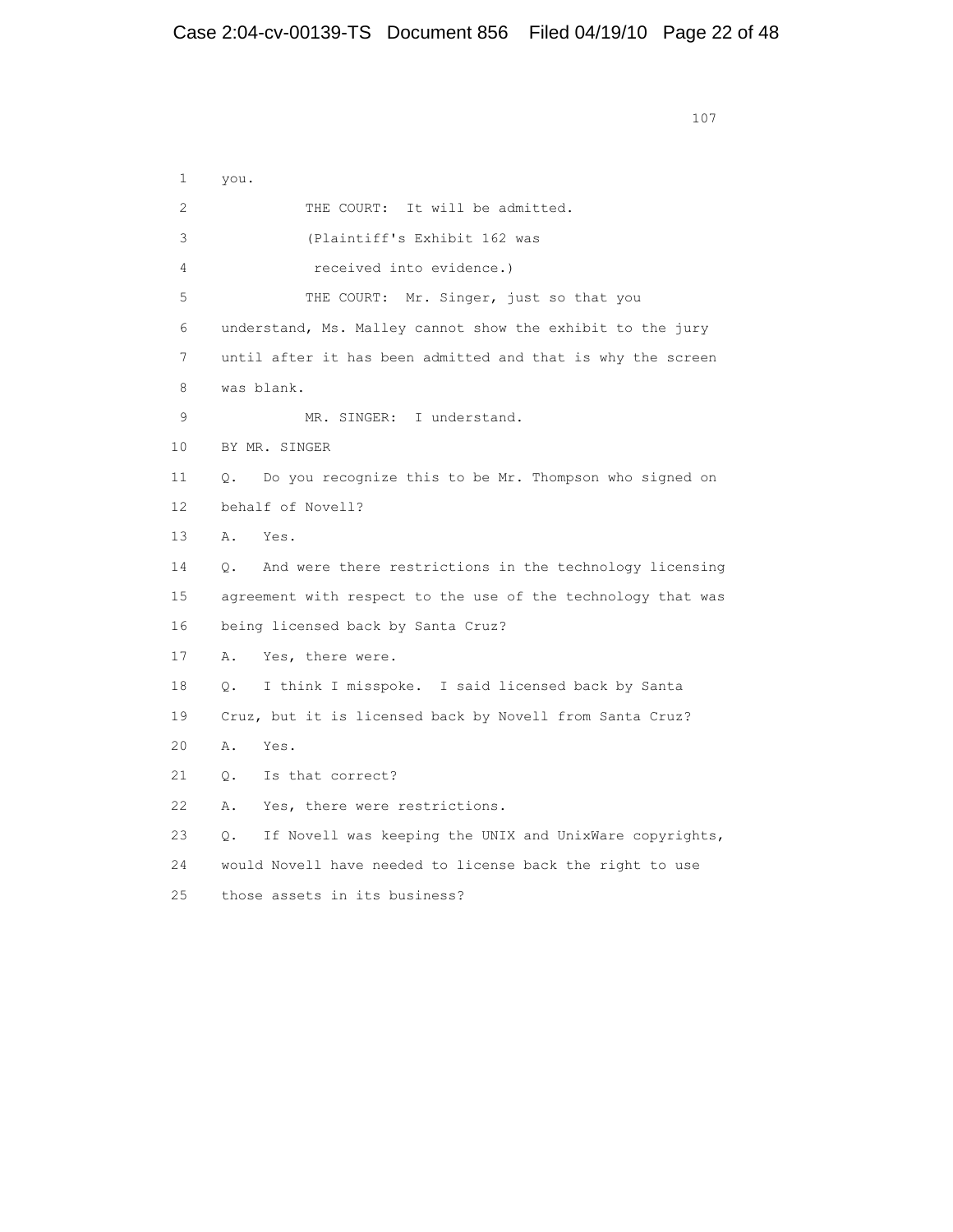1 you.

2 THE COURT: It will be admitted.

3 (Plaintiff's Exhibit 162 was

4 received into evidence.)

5 THE COURT: Mr. Singer, just so that you

6 understand, Ms. Malley cannot show the exhibit to the jury

7 until after it has been admitted and that is why the screen

8 was blank.

9 MR. SINGER: I understand.

10 BY MR. SINGER

11 Q. Do you recognize this to be Mr. Thompson who signed on

12 behalf of Novell?

13 A. Yes.

14 Q. And were there restrictions in the technology licensing

15 agreement with respect to the use of the technology that was

16 being licensed back by Santa Cruz?

17 A. Yes, there were.

18 Q. I think I misspoke. I said licensed back by Santa

19 Cruz, but it is licensed back by Novell from Santa Cruz?

20 A. Yes.

21 Q. Is that correct?

22 A. Yes, there were restrictions.

23 Q. If Novell was keeping the UNIX and UnixWare copyrights,

24 would Novell have needed to license back the right to use

25 those assets in its business?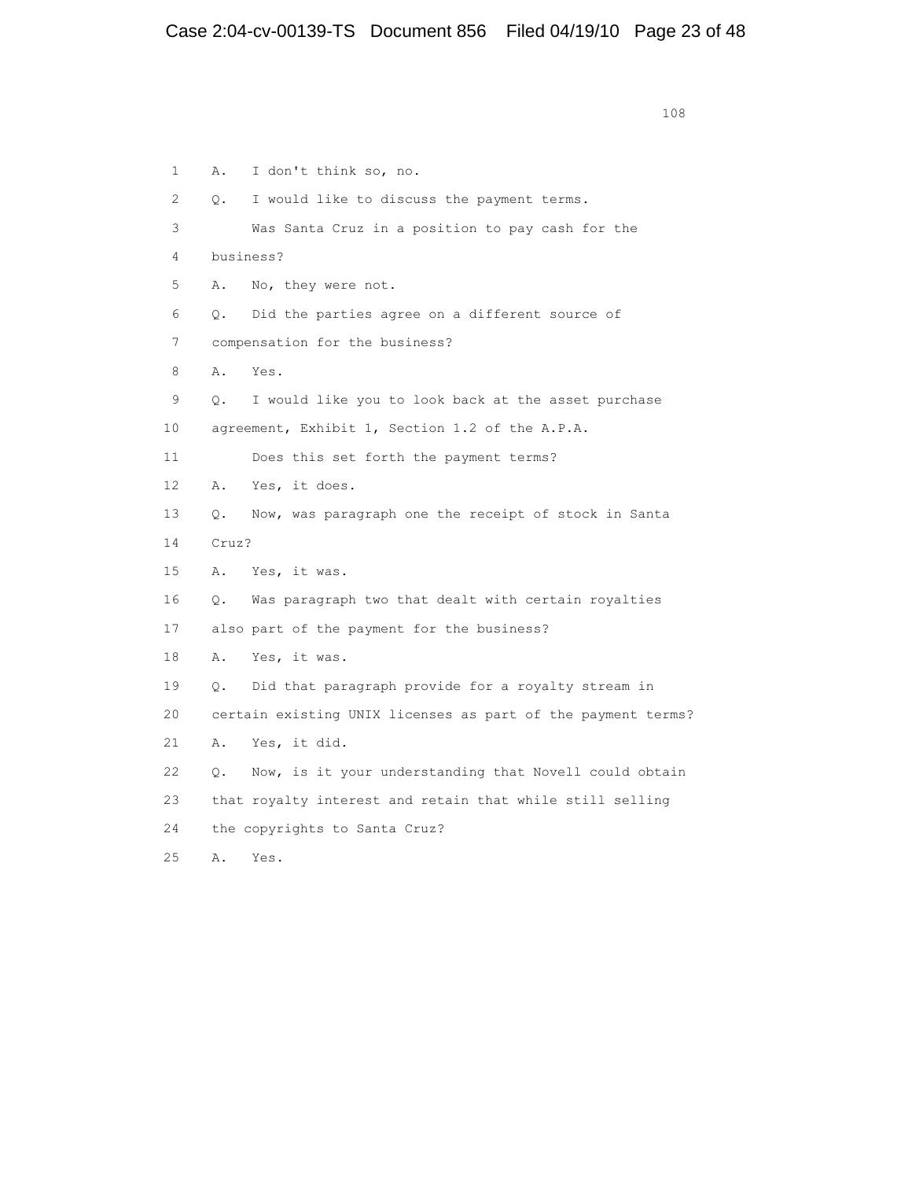1 A. I don't think so, no.

2 Q. I would like to discuss the payment terms.

3 Was Santa Cruz in a position to pay cash for the

4 business?

5 A. No, they were not.

6 Q. Did the parties agree on a different source of

7 compensation for the business?

8 A. Yes.

9 Q. I would like you to look back at the asset purchase

10 agreement, Exhibit 1, Section 1.2 of the A.P.A.

11 Does this set forth the payment terms?

12 A. Yes, it does.

13 Q. Now, was paragraph one the receipt of stock in Santa

14 Cruz?

15 A. Yes, it was.

16 Q. Was paragraph two that dealt with certain royalties

17 also part of the payment for the business?

18 A. Yes, it was.

19 Q. Did that paragraph provide for a royalty stream in

20 certain existing UNIX licenses as part of the payment terms?

21 A. Yes, it did.

22 Q. Now, is it your understanding that Novell could obtain

23 that royalty interest and retain that while still selling

24 the copyrights to Santa Cruz?

25 A. Yes.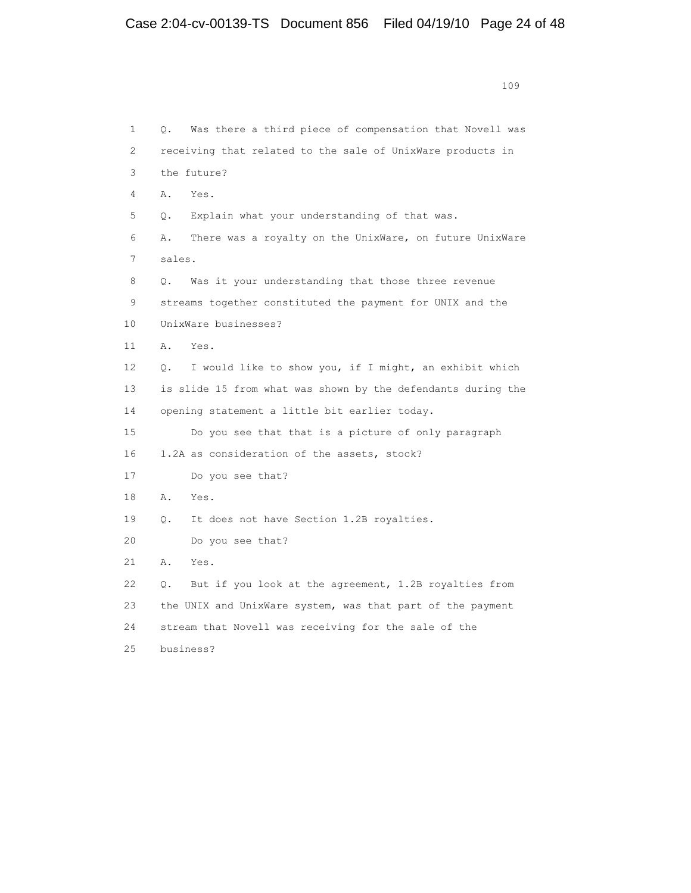1 Q. Was there a third piece of compensation that Novell was
2 receiving that related to the sale of UnixWare products in
3 the future?
4 A. Yes.
5 Q. Explain what your understanding of that was.
6 A. There was a royalty on the UnixWare, on future UnixWare
7 sales.
8 Q. Was it your understanding that those three revenue
9 streams together constituted the payment for UNIX and the
10 UnixWare businesses?
11 A. Yes.
12 Q. I would like to show you, if I might, an exhibit which
13 is slide 15 from what was shown by the defendants during the
14 opening statement a little bit earlier today.
15 Do you see that that is a picture of only paragraph
16 1.2A as consideration of the assets, stock?
17 Do you see that?
18 A. Yes.
19 Q. It does not have Section 1.2B royalties.
20 Do you see that?
21 A. Yes.
22 Q. But if you look at the agreement, 1.2B royalties from
23 the UNIX and UnixWare system, was that part of the payment
24 stream that Novell was receiving for the sale of the
25 business?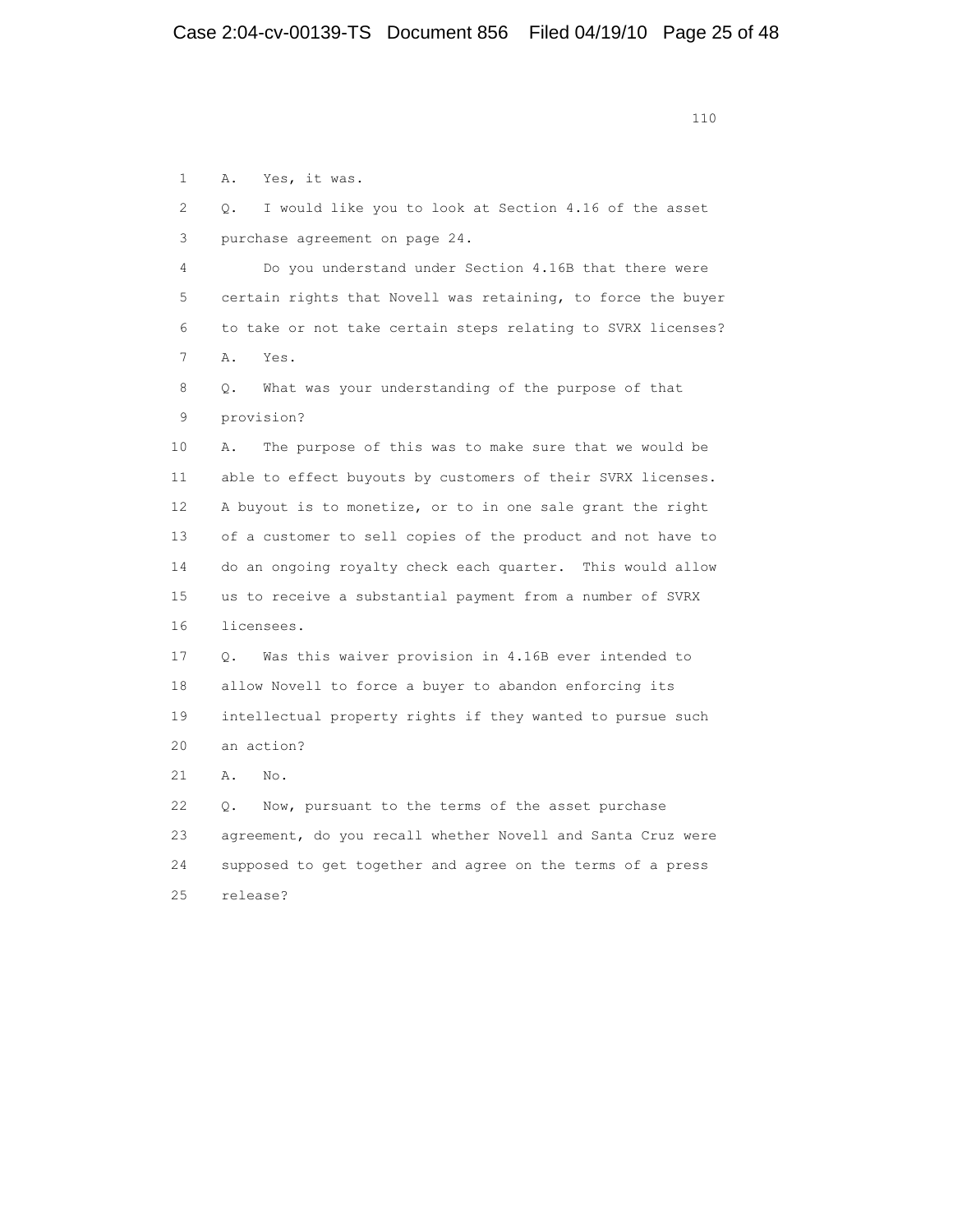1 A. Yes, it was.

2 Q. I would like you to look at Section 4.16 of the asset

3 purchase agreement on page 24.

4 Do you understand under Section 4.16B that there were

5 certain rights that Novell was retaining, to force the buyer

6 to take or not take certain steps relating to SVRX licenses?

7 A. Yes.

8 Q. What was your understanding of the purpose of that

9 provision?

10 A. The purpose of this was to make sure that we would be

11 able to effect buyouts by customers of their SVRX licenses.

12 A buyout is to monetize, or to in one sale grant the right

13 of a customer to sell copies of the product and not have to

14 do an ongoing royalty check each quarter. This would allow

15 us to receive a substantial payment from a number of SVRX

16 licensees.

17 Q. Was this waiver provision in 4.16B ever intended to

18 allow Novell to force a buyer to abandon enforcing its

19 intellectual property rights if they wanted to pursue such

20 an action?

21 A. No.

22 Q. Now, pursuant to the terms of the asset purchase

23 agreement, do you recall whether Novell and Santa Cruz were

24 supposed to get together and agree on the terms of a press

25 release?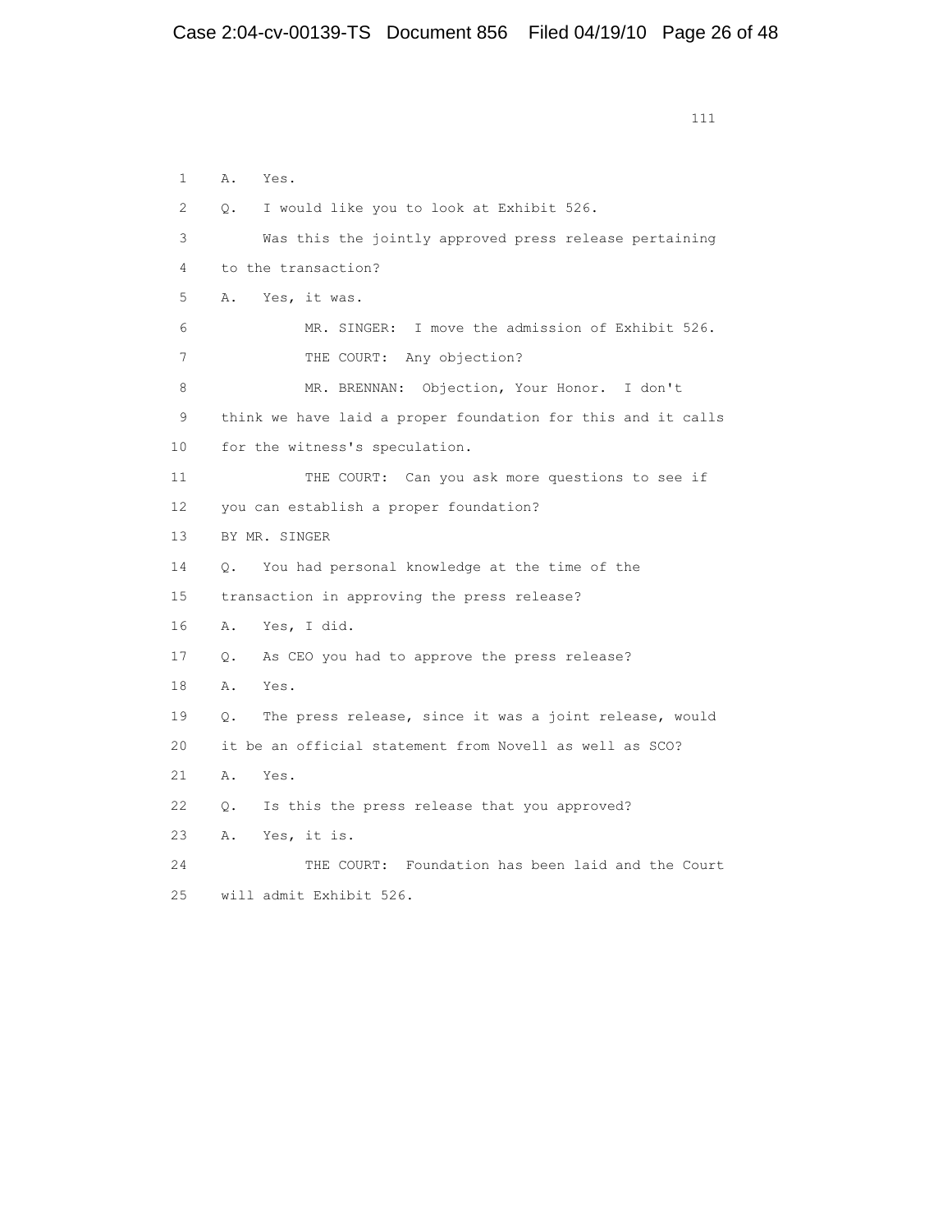A. Yes.

Q. I would like you to look at Exhibit 526.

Was this the jointly approved press release pertaining to the transaction?

A. Yes, it was.

MR. SINGER: I move the admission of Exhibit 526.

THE COURT: Any objection?

MR. BRENNAN: Objection, Your Honor. I don't think we have laid a proper foundation for this and it calls for the witness's speculation.

THE COURT: Can you ask more questions to see if you can establish a proper foundation?

BY MR. SINGER

Q. You had personal knowledge at the time of the transaction in approving the press release?

A. Yes, I did.

Q. As CEO you had to approve the press release?

A. Yes.

Q. The press release, since it was a joint release, would it be an official statement from Novell as well as SCO?

A. Yes.

Q. Is this the press release that you approved?

A. Yes, it is.

THE COURT: Foundation has been laid and the Court will admit Exhibit 526.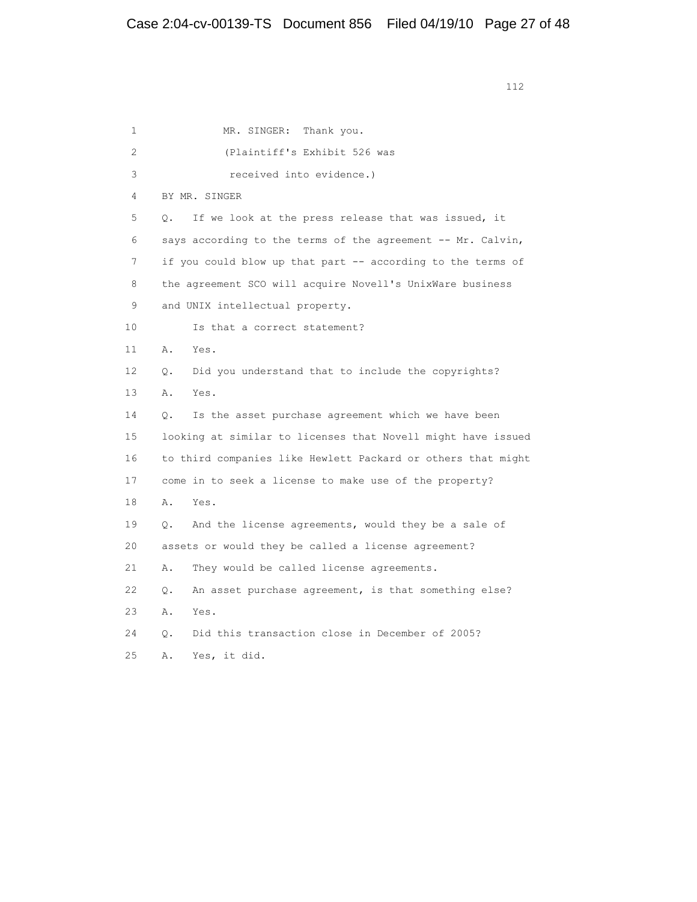1 MR. SINGER: Thank you.

2 (Plaintiff's Exhibit 526 was

3 received into evidence.)

4 BY MR. SINGER

5 Q. If we look at the press release that was issued, it

6 says according to the terms of the agreement -- Mr. Calvin,

7 if you could blow up that part -- according to the terms of

8 the agreement SCO will acquire Novell's UnixWare business

9 and UNIX intellectual property.

10 Is that a correct statement?

11 A. Yes.

12 Q. Did you understand that to include the copyrights?

13 A. Yes.

14 Q. Is the asset purchase agreement which we have been

15 looking at similar to licenses that Novell might have issued

16 to third companies like Hewlett Packard or others that might

17 come in to seek a license to make use of the property?

18 A. Yes.

19 Q. And the license agreements, would they be a sale of

20 assets or would they be called a license agreement?

21 A. They would be called license agreements.

22 Q. An asset purchase agreement, is that something else?

23 A. Yes.

24 Q. Did this transaction close in December of 2005?

25 A. Yes, it did.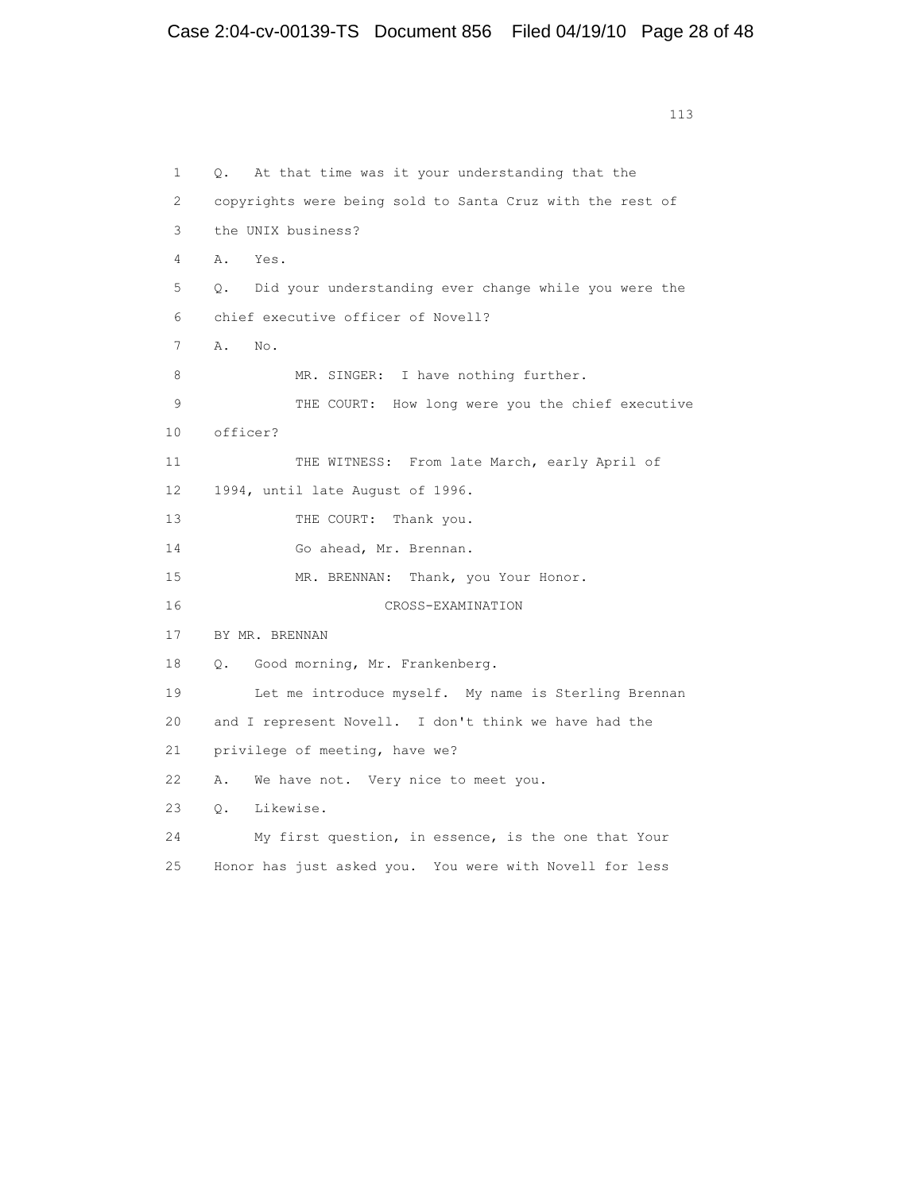1 Q. At that time was it your understanding that the
2 copyrights were being sold to Santa Cruz with the rest of
3 the UNIX business?
4 A. Yes.
5 Q. Did your understanding ever change while you were the
6 chief executive officer of Novell?
7 A. No.
8 MR. SINGER: I have nothing further.
9 THE COURT: How long were you the chief executive
10 officer?
11 THE WITNESS: From late March, early April of
12 1994, until late August of 1996.
13 THE COURT: Thank you.
14 Go ahead, Mr. Brennan.
15 MR. BRENNAN: Thank, you Your Honor.
16 CROSS-EXAMINATION
17 BY MR. BRENNAN
18 Q. Good morning, Mr. Frankenberg.
19 Let me introduce myself. My name is Sterling Brennan
20 and I represent Novell. I don't think we have had the
21 privilege of meeting, have we?
22 A. We have not. Very nice to meet you.
23 Q. Likewise.
24 My first question, in essence, is the one that Your
25 Honor has just asked you. You were with Novell for less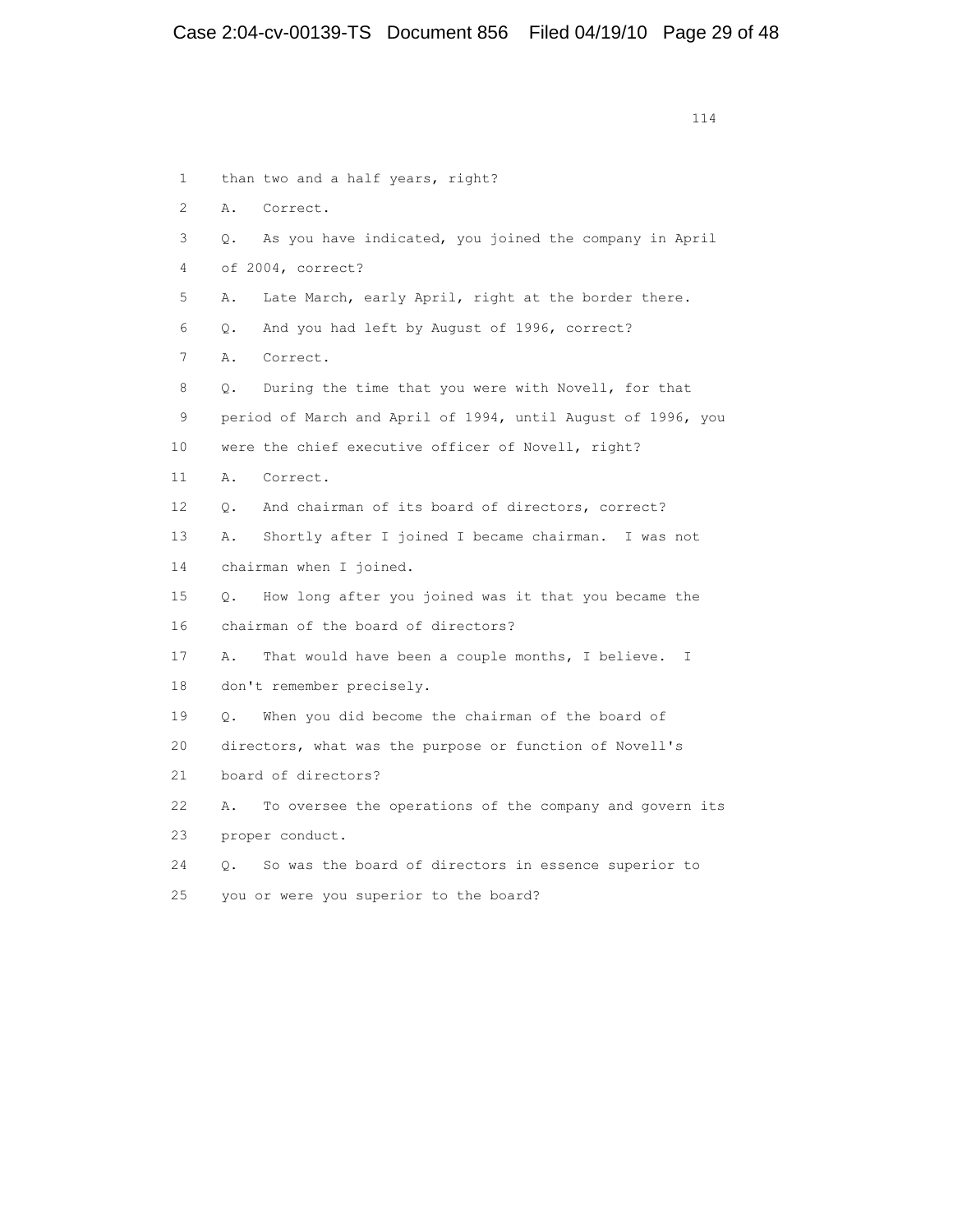1 than two and a half years, right?

2 A. Correct.

3 Q. As you have indicated, you joined the company in April

4 of 2004, correct?

5 A. Late March, early April, right at the border there.

6 Q. And you had left by August of 1996, correct?

7 A. Correct.

8 Q. During the time that you were with Novell, for that

9 period of March and April of 1994, until August of 1996, you

10 were the chief executive officer of Novell, right?

11 A. Correct.

12 Q. And chairman of its board of directors, correct?

13 A. Shortly after I joined I became chairman. I was not

14 chairman when I joined.

15 Q. How long after you joined was it that you became the

16 chairman of the board of directors?

17 A. That would have been a couple months, I believe. I

18 don't remember precisely.

19 Q. When you did become the chairman of the board of

20 directors, what was the purpose or function of Novell's

21 board of directors?

22 A. To oversee the operations of the company and govern its

23 proper conduct.

24 Q. So was the board of directors in essence superior to

25 you or were you superior to the board?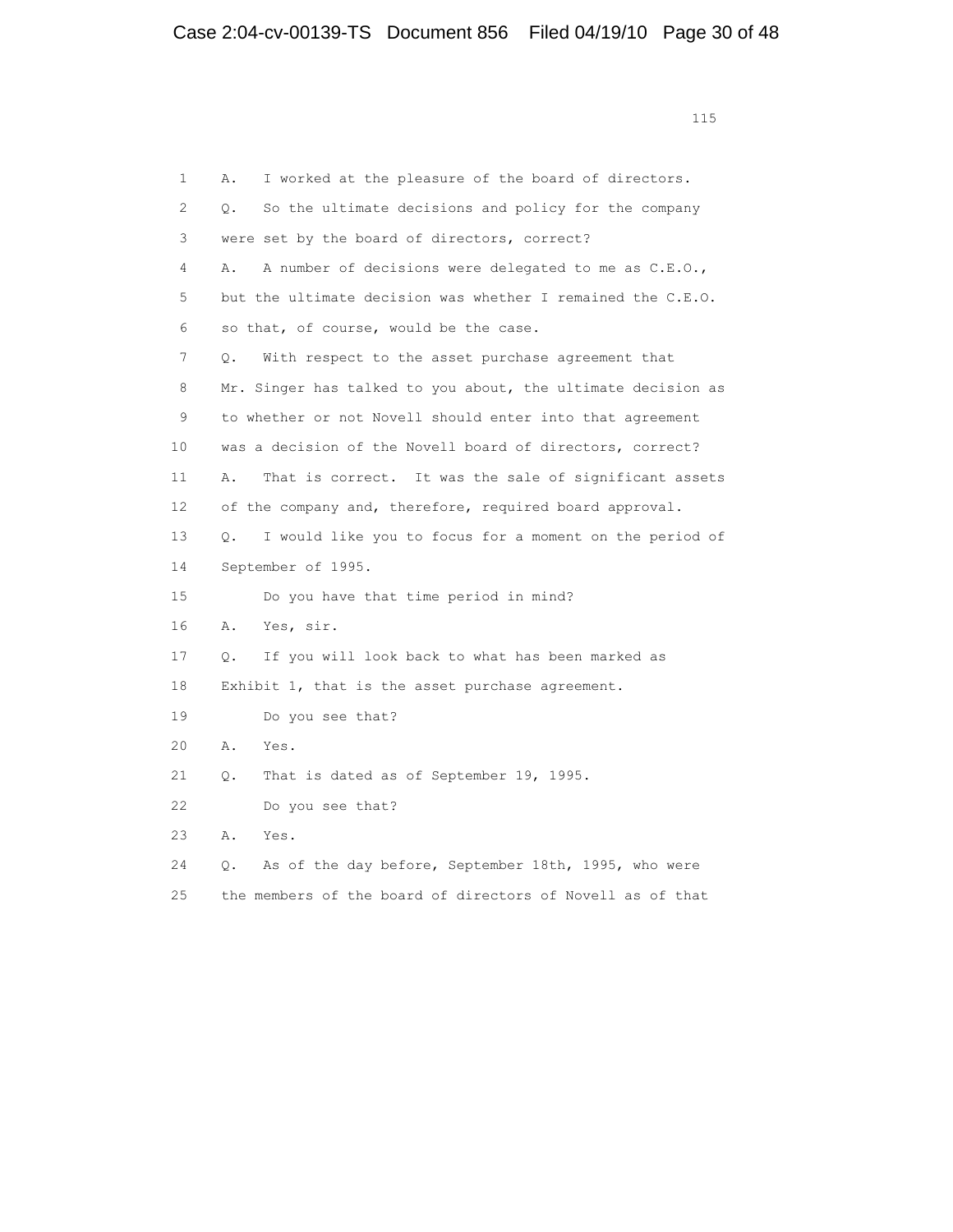1 A. I worked at the pleasure of the board of directors.
2 Q. So the ultimate decisions and policy for the company
3 were set by the board of directors, correct?
4 A. A number of decisions were delegated to me as C.E.O.,
5 but the ultimate decision was whether I remained the C.E.O.
6 so that, of course, would be the case.
7 Q. With respect to the asset purchase agreement that
8 Mr. Singer has talked to you about, the ultimate decision as
9 to whether or not Novell should enter into that agreement
10 was a decision of the Novell board of directors, correct?
11 A. That is correct. It was the sale of significant assets
12 of the company and, therefore, required board approval.
13 Q. I would like you to focus for a moment on the period of
14 September of 1995.
15 Do you have that time period in mind?
16 A. Yes, sir.
17 Q. If you will look back to what has been marked as
18 Exhibit 1, that is the asset purchase agreement.
19 Do you see that?
20 A. Yes.
21 Q. That is dated as of September 19, 1995.
22 Do you see that?
23 A. Yes.
24 Q. As of the day before, September 18th, 1995, who were
25 the members of the board of directors of Novell as of that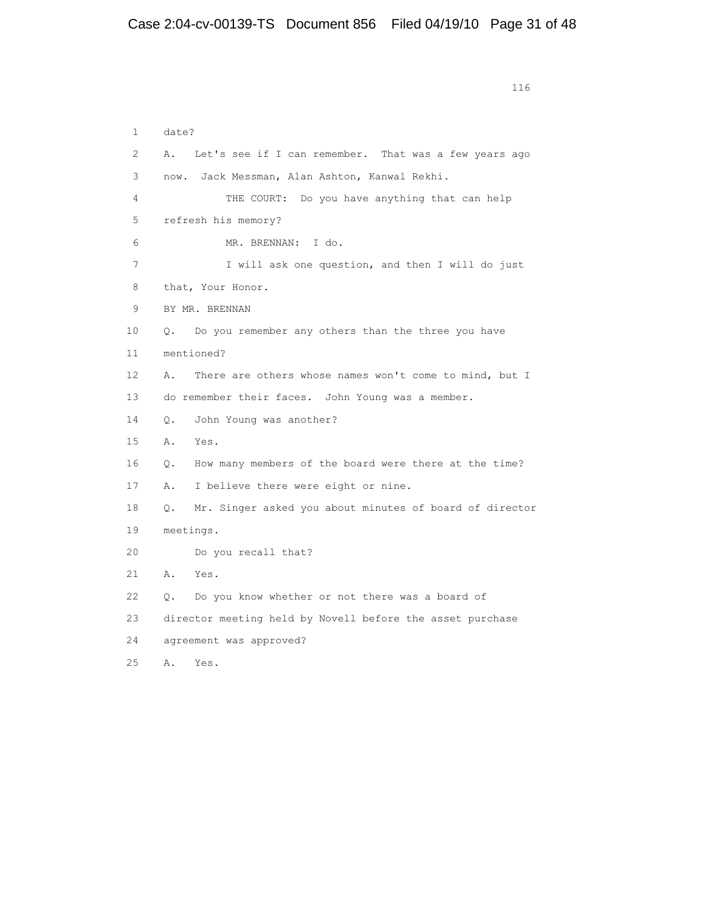1 date?

2 A. Let's see if I can remember. That was a few years ago

3 now. Jack Messman, Alan Ashton, Kanwal Rekhi.

4 THE COURT: Do you have anything that can help

5 refresh his memory?

6 MR. BRENNAN: I do.

7 I will ask one question, and then I will do just

8 that, Your Honor.

9 BY MR. BRENNAN

10 Q. Do you remember any others than the three you have

11 mentioned?

12 A. There are others whose names won't come to mind, but I

13 do remember their faces. John Young was a member.

14 Q. John Young was another?

15 A. Yes.

16 Q. How many members of the board were there at the time?

17 A. I believe there were eight or nine.

18 Q. Mr. Singer asked you about minutes of board of director

19 meetings.

20 Do you recall that?

21 A. Yes.

22 Q. Do you know whether or not there was a board of

23 director meeting held by Novell before the asset purchase

24 agreement was approved?

25 A. Yes.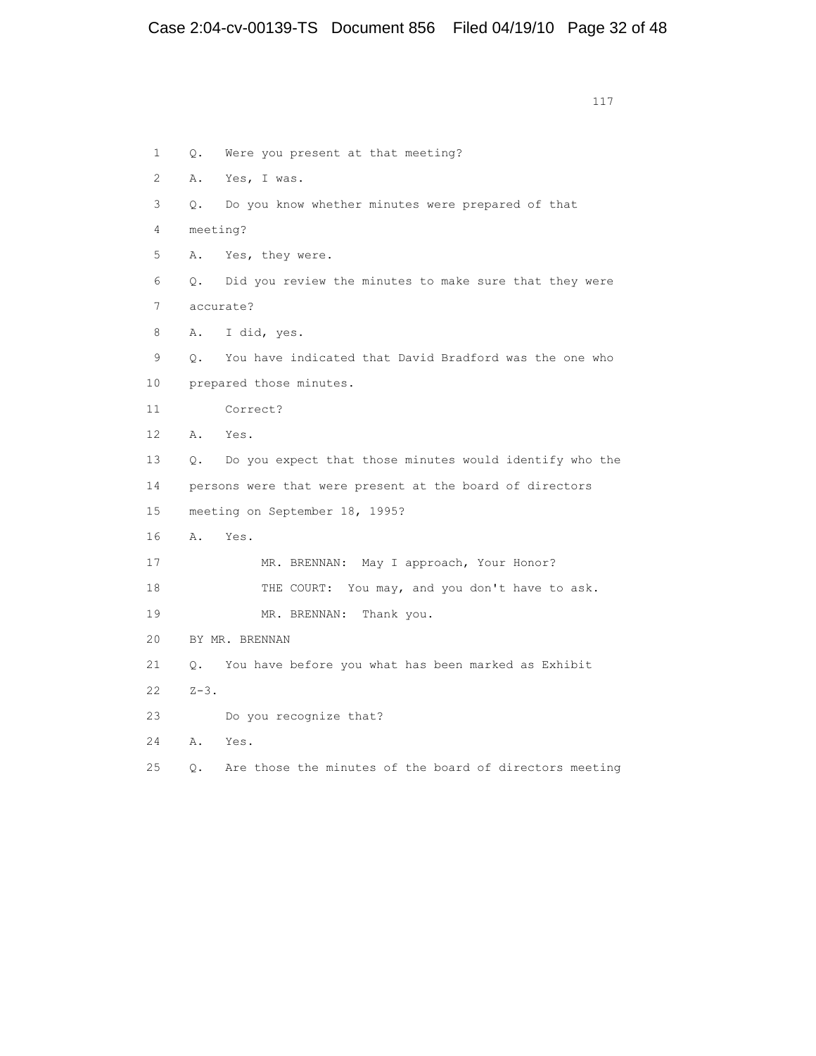1 Q. Were you present at that meeting?

2 A. Yes, I was.

3 Q. Do you know whether minutes were prepared of that

4 meeting?

5 A. Yes, they were.

6 Q. Did you review the minutes to make sure that they were

7 accurate?

8 A. I did, yes.

9 Q. You have indicated that David Bradford was the one who

10 prepared those minutes.

11 Correct?

12 A. Yes.

13 Q. Do you expect that those minutes would identify who the

14 persons were that were present at the board of directors

15 meeting on September 18, 1995?

16 A. Yes.

17 MR. BRENNAN: May I approach, Your Honor?

18 THE COURT: You may, and you don't have to ask.

19 MR. BRENNAN: Thank you.

20 BY MR. BRENNAN

21 Q. You have before you what has been marked as Exhibit

22 Z-3.

23 Do you recognize that?

24 A. Yes.

25 Q. Are those the minutes of the board of directors meeting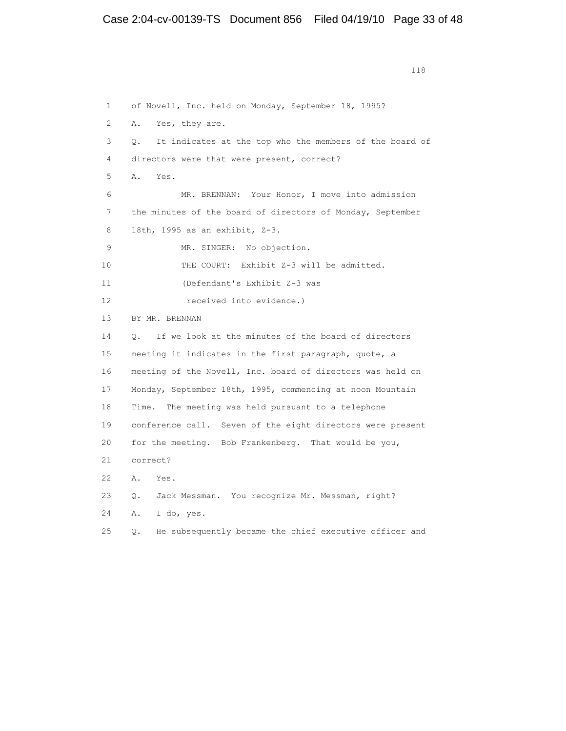1 of Novell, Inc. held on Monday, September 18, 1995?

2 A. Yes, they are.

3 Q. It indicates at the top who the members of the board of

4 directors were that were present, correct?

5 A. Yes.

6 MR. BRENNAN: Your Honor, I move into admission

7 the minutes of the board of directors of Monday, September

8 18th, 1995 as an exhibit, Z-3.

9 MR. SINGER: No objection.

10 THE COURT: Exhibit Z-3 will be admitted.

11 (Defendant's Exhibit Z-3 was

12 received into evidence.)

13 BY MR. BRENNAN

14 Q. If we look at the minutes of the board of directors

15 meeting it indicates in the first paragraph, quote, a

16 meeting of the Novell, Inc. board of directors was held on

17 Monday, September 18th, 1995, commencing at noon Mountain

18 Time. The meeting was held pursuant to a telephone

19 conference call. Seven of the eight directors were present

20 for the meeting. Bob Frankenberg. That would be you,

21 correct?

22 A. Yes.

23 Q. Jack Messman. You recognize Mr. Messman, right?

24 A. I do, yes.

25 Q. He subsequently became the chief executive officer and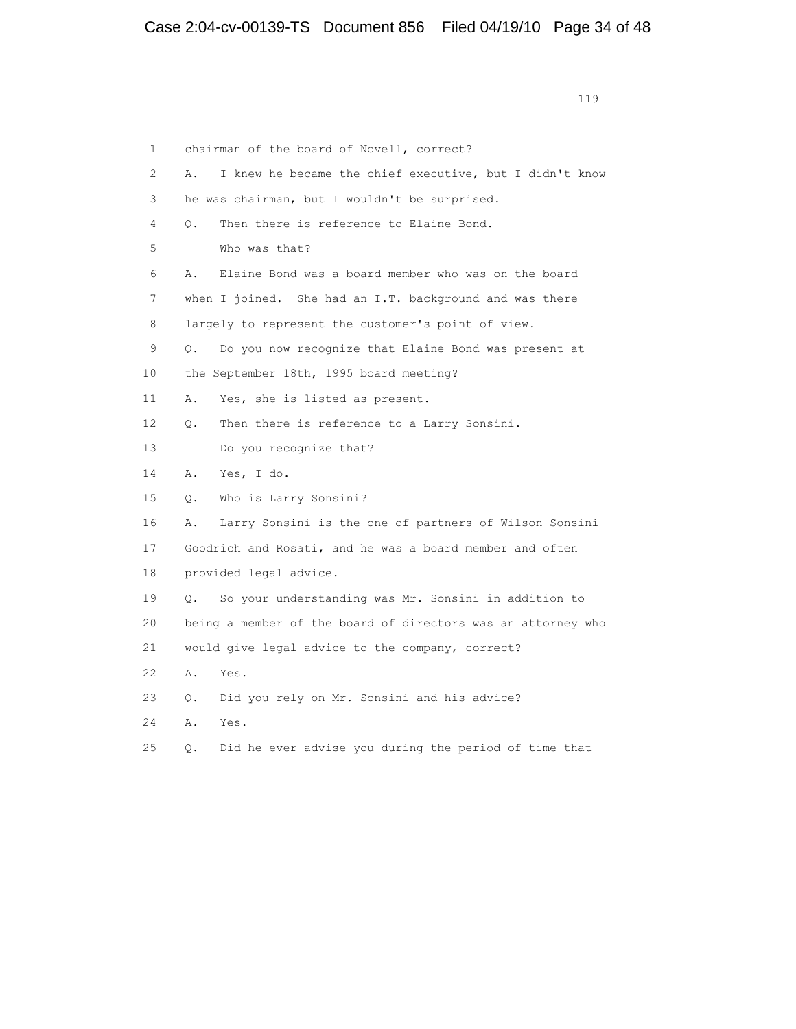1 chairman of the board of Novell, correct?

2 A. I knew he became the chief executive, but I didn't know

3 he was chairman, but I wouldn't be surprised.

4 Q. Then there is reference to Elaine Bond.

5 Who was that?

6 A. Elaine Bond was a board member who was on the board

7 when I joined. She had an I.T. background and was there

8 largely to represent the customer's point of view.

9 Q. Do you now recognize that Elaine Bond was present at

10 the September 18th, 1995 board meeting?

11 A. Yes, she is listed as present.

12 Q. Then there is reference to a Larry Sonsini.

13 Do you recognize that?

14 A. Yes, I do.

15 Q. Who is Larry Sonsini?

16 A. Larry Sonsini is the one of partners of Wilson Sonsini

17 Goodrich and Rosati, and he was a board member and often

18 provided legal advice.

19 Q. So your understanding was Mr. Sonsini in addition to

20 being a member of the board of directors was an attorney who

21 would give legal advice to the company, correct?

22 A. Yes.

23 Q. Did you rely on Mr. Sonsini and his advice?

24 A. Yes.

25 Q. Did he ever advise you during the period of time that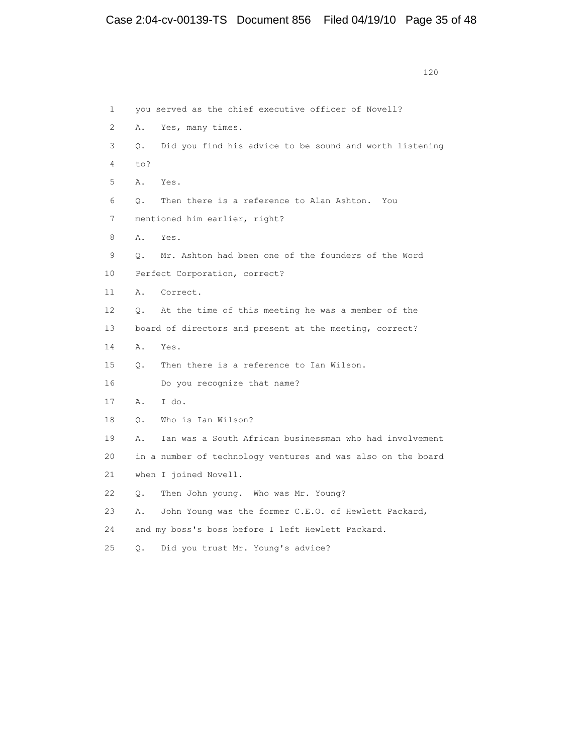1 you served as the chief executive officer of Novell?

2 A. Yes, many times.

3 Q. Did you find his advice to be sound and worth listening

4 to?

5 A. Yes.

6 Q. Then there is a reference to Alan Ashton. You

7 mentioned him earlier, right?

8 A. Yes.

9 Q. Mr. Ashton had been one of the founders of the Word

10 Perfect Corporation, correct?

11 A. Correct.

12 Q. At the time of this meeting he was a member of the

13 board of directors and present at the meeting, correct?

14 A. Yes.

15 Q. Then there is a reference to Ian Wilson.

16 Do you recognize that name?

17 A. I do.

18 Q. Who is Ian Wilson?

19 A. Ian was a South African businessman who had involvement

20 in a number of technology ventures and was also on the board

21 when I joined Novell.

22 Q. Then John young. Who was Mr. Young?

23 A. John Young was the former C.E.O. of Hewlett Packard,

24 and my boss's boss before I left Hewlett Packard.

25 Q. Did you trust Mr. Young's advice?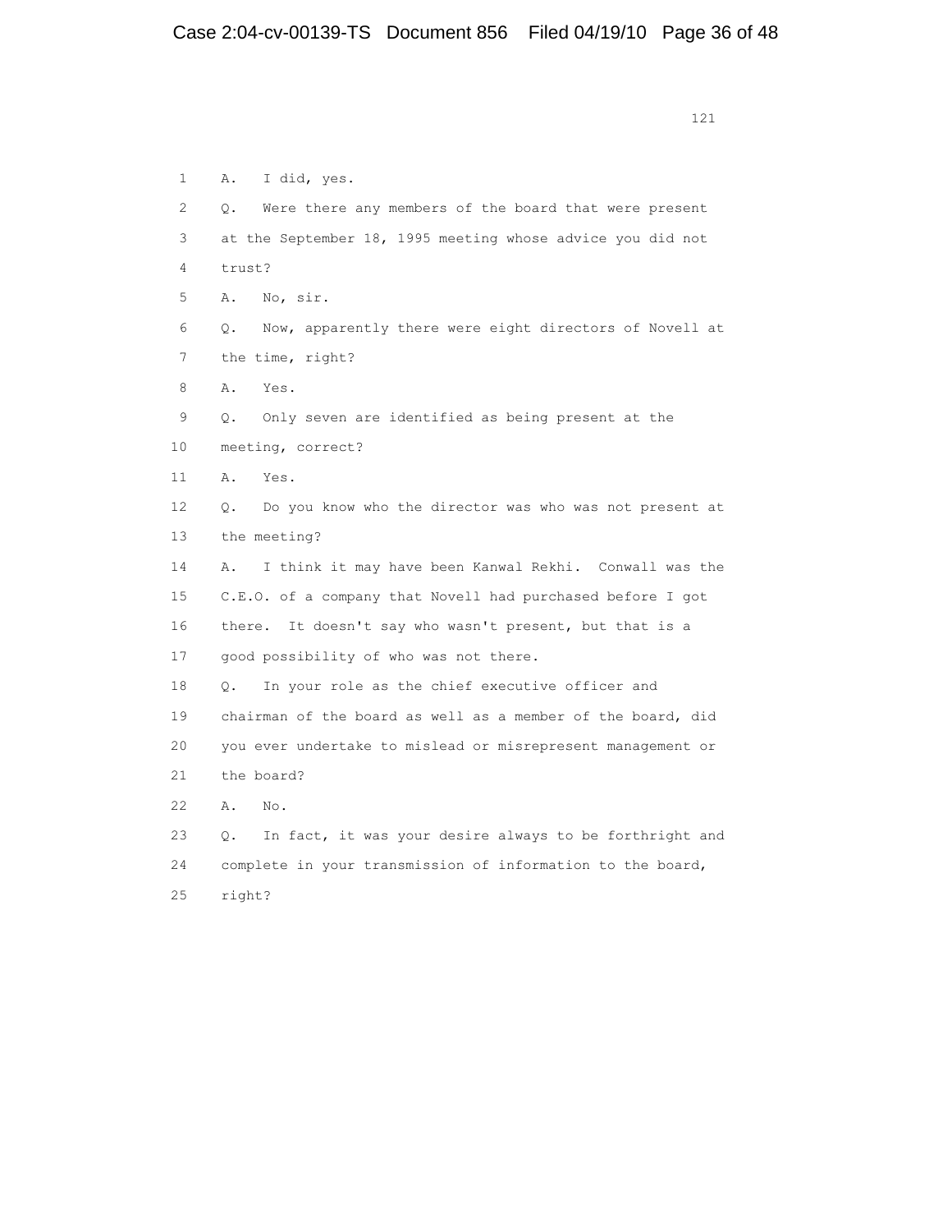1 A. I did, yes.

2 Q. Were there any members of the board that were present

3 at the September 18, 1995 meeting whose advice you did not

4 trust?

5 A. No, sir.

6 Q. Now, apparently there were eight directors of Novell at

7 the time, right?

8 A. Yes.

9 Q. Only seven are identified as being present at the

10 meeting, correct?

11 A. Yes.

12 Q. Do you know who the director was who was not present at

13 the meeting?

14 A. I think it may have been Kanwal Rekhi. Conwall was the

15 C.E.O. of a company that Novell had purchased before I got

16 there. It doesn't say who wasn't present, but that is a

17 good possibility of who was not there.

18 Q. In your role as the chief executive officer and

19 chairman of the board as well as a member of the board, did

20 you ever undertake to mislead or misrepresent management or

21 the board?

22 A. No.

23 Q. In fact, it was your desire always to be forthright and

24 complete in your transmission of information to the board,

25 right?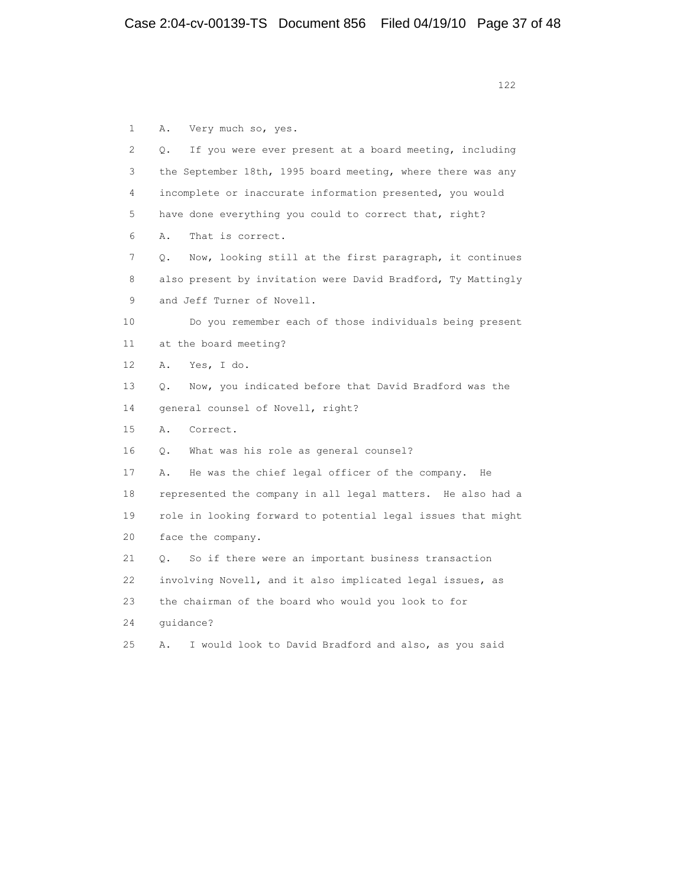1 A. Very much so, yes.

2 Q. If you were ever present at a board meeting, including

3 the September 18th, 1995 board meeting, where there was any

4 incomplete or inaccurate information presented, you would

5 have done everything you could to correct that, right?

6 A. That is correct.

7 Q. Now, looking still at the first paragraph, it continues

8 also present by invitation were David Bradford, Ty Mattingly

9 and Jeff Turner of Novell.

10 Do you remember each of those individuals being present

11 at the board meeting?

12 A. Yes, I do.

13 Q. Now, you indicated before that David Bradford was the

14 general counsel of Novell, right?

15 A. Correct.

16 Q. What was his role as general counsel?

17 A. He was the chief legal officer of the company. He

18 represented the company in all legal matters. He also had a

19 role in looking forward to potential legal issues that might

20 face the company.

21 Q. So if there were an important business transaction

22 involving Novell, and it also implicated legal issues, as

23 the chairman of the board who would you look to for

24 guidance?

25 A. I would look to David Bradford and also, as you said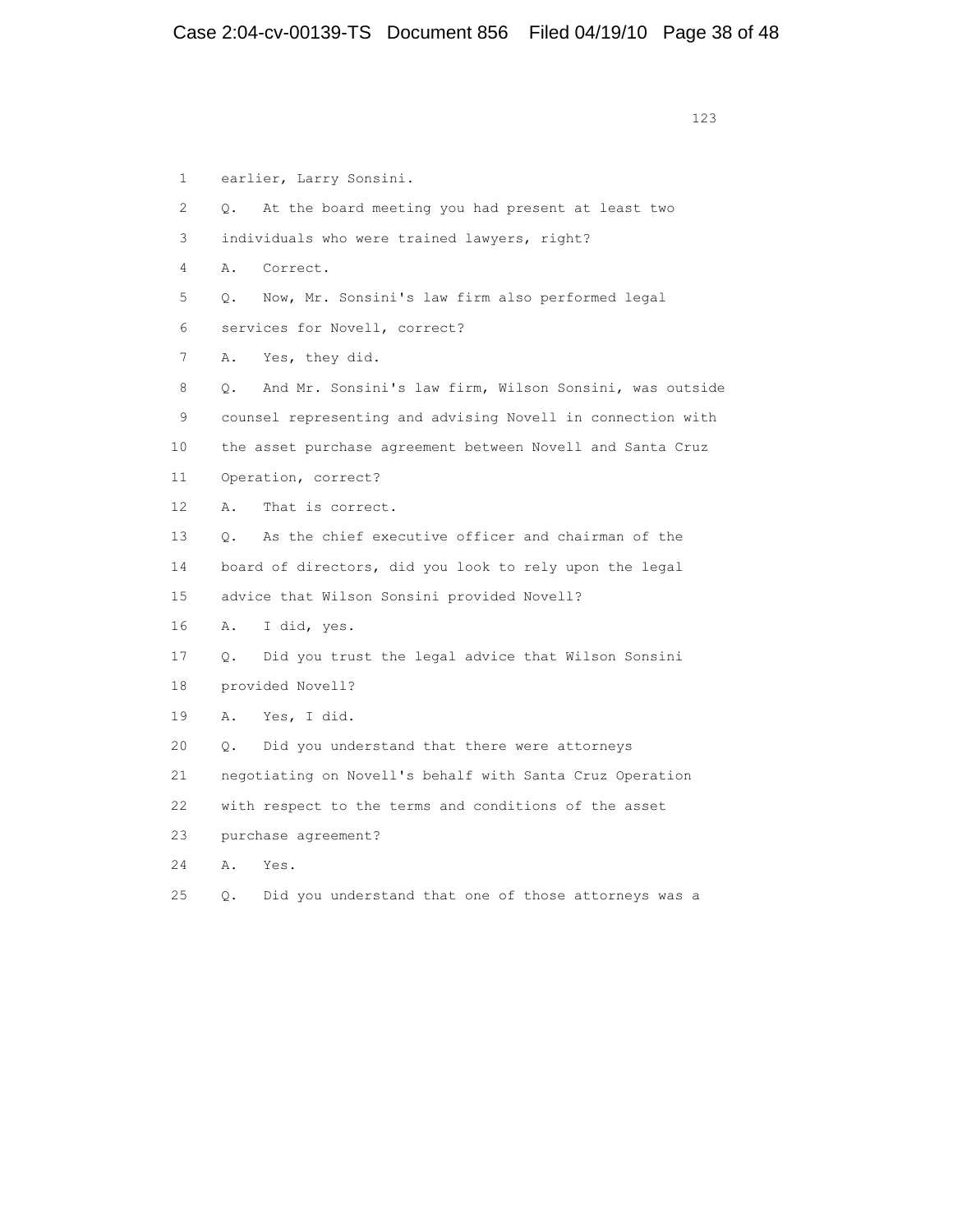1 earlier, Larry Sonsini.

2 Q. At the board meeting you had present at least two

3 individuals who were trained lawyers, right?

4 A. Correct.

5 Q. Now, Mr. Sonsini's law firm also performed legal

6 services for Novell, correct?

7 A. Yes, they did.

8 Q. And Mr. Sonsini's law firm, Wilson Sonsini, was outside

9 counsel representing and advising Novell in connection with

10 the asset purchase agreement between Novell and Santa Cruz

11 Operation, correct?

12 A. That is correct.

13 Q. As the chief executive officer and chairman of the

14 board of directors, did you look to rely upon the legal

15 advice that Wilson Sonsini provided Novell?

16 A. I did, yes.

17 Q. Did you trust the legal advice that Wilson Sonsini

18 provided Novell?

19 A. Yes, I did.

20 Q. Did you understand that there were attorneys

21 negotiating on Novell's behalf with Santa Cruz Operation

22 with respect to the terms and conditions of the asset

23 purchase agreement?

24 A. Yes.

25 Q. Did you understand that one of those attorneys was a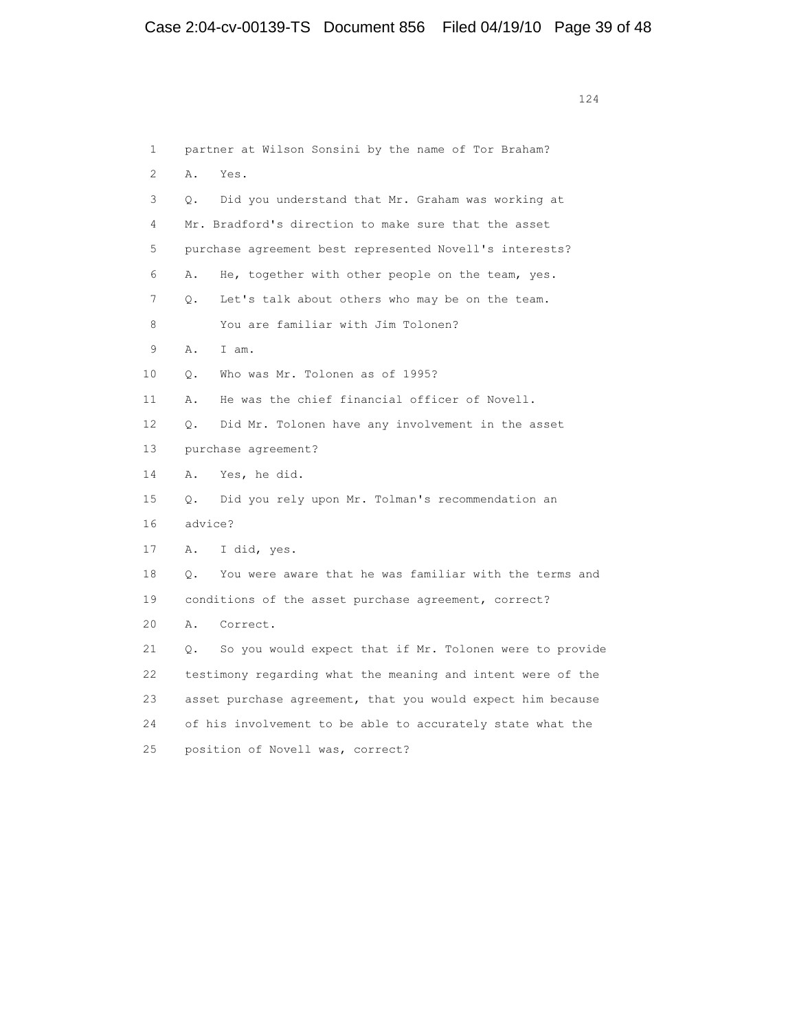1 partner at Wilson Sonsini by the name of Tor Braham?

2 A. Yes.

3 Q. Did you understand that Mr. Graham was working at

4 Mr. Bradford's direction to make sure that the asset

5 purchase agreement best represented Novell's interests?

6 A. He, together with other people on the team, yes.

7 Q. Let's talk about others who may be on the team.

8 You are familiar with Jim Tolonen?

9 A. I am.

10 Q. Who was Mr. Tolonen as of 1995?

11 A. He was the chief financial officer of Novell.

12 Q. Did Mr. Tolonen have any involvement in the asset

13 purchase agreement?

14 A. Yes, he did.

15 Q. Did you rely upon Mr. Tolman's recommendation an

16 advice?

17 A. I did, yes.

18 Q. You were aware that he was familiar with the terms and

19 conditions of the asset purchase agreement, correct?

20 A. Correct.

21 Q. So you would expect that if Mr. Tolonen were to provide

22 testimony regarding what the meaning and intent were of the

23 asset purchase agreement, that you would expect him because

24 of his involvement to be able to accurately state what the

25 position of Novell was, correct?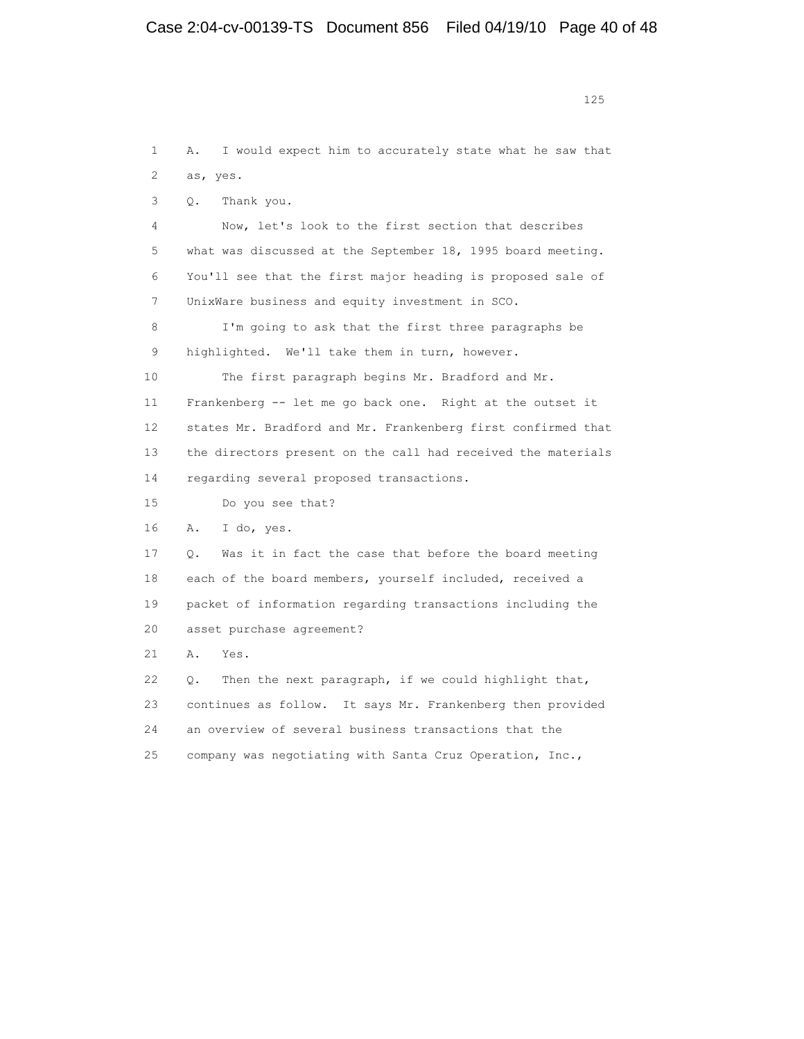1 A. I would expect him to accurately state what he saw that
2 as, yes.
3 Q. Thank you.
4 Now, let's look to the first section that describes
5 what was discussed at the September 18, 1995 board meeting.
6 You'll see that the first major heading is proposed sale of
7 UnixWare business and equity investment in SCO.
8 I'm going to ask that the first three paragraphs be
9 highlighted. We'll take them in turn, however.
10 The first paragraph begins Mr. Bradford and Mr.
11 Frankenberg -- let me go back one. Right at the outset it
12 states Mr. Bradford and Mr. Frankenberg first confirmed that
13 the directors present on the call had received the materials
14 regarding several proposed transactions.
15 Do you see that?
16 A. I do, yes.
17 Q. Was it in fact the case that before the board meeting
18 each of the board members, yourself included, received a
19 packet of information regarding transactions including the
20 asset purchase agreement?
21 A. Yes.
22 Q. Then the next paragraph, if we could highlight that,
23 continues as follow. It says Mr. Frankenberg then provided
24 an overview of several business transactions that the
25 company was negotiating with Santa Cruz Operation, Inc.,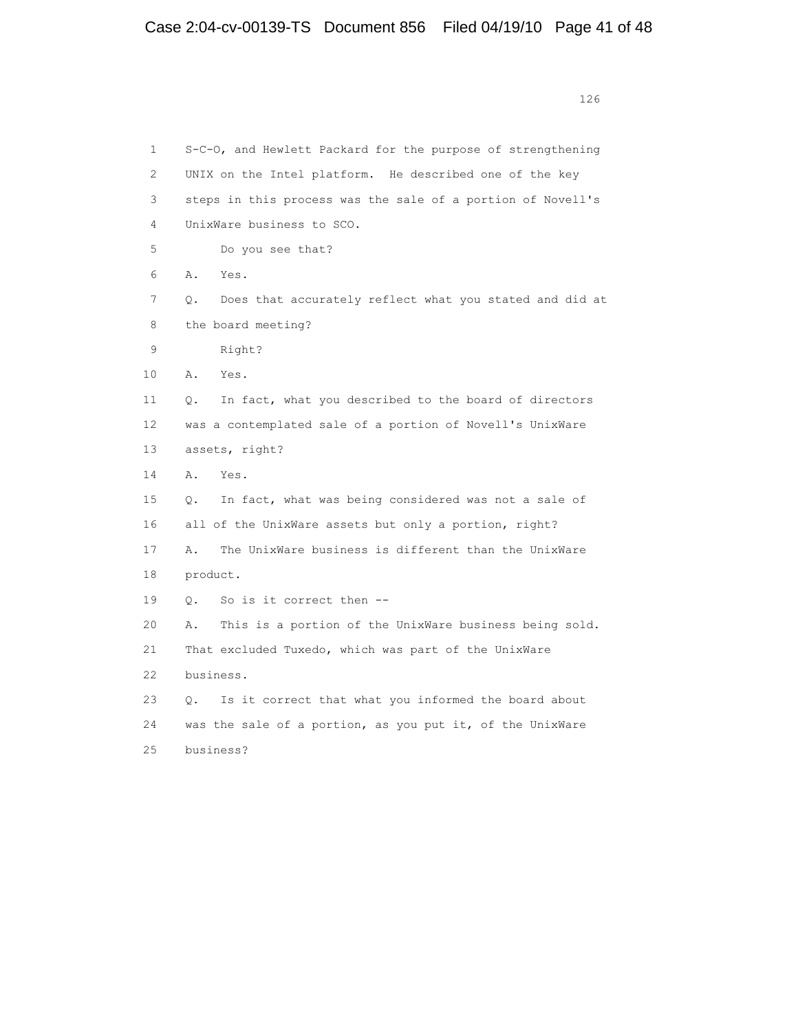1 S-C-O, and Hewlett Packard for the purpose of strengthening
2 UNIX on the Intel platform. He described one of the key
3 steps in this process was the sale of a portion of Novell's
4 UnixWare business to SCO.
5 Do you see that?
6 A. Yes.
7 Q. Does that accurately reflect what you stated and did at
8 the board meeting?
9 Right?
10 A. Yes.
11 Q. In fact, what you described to the board of directors
12 was a contemplated sale of a portion of Novell's UnixWare
13 assets, right?
14 A. Yes.
15 Q. In fact, what was being considered was not a sale of
16 all of the UnixWare assets but only a portion, right?
17 A. The UnixWare business is different than the UnixWare
18 product.
19 Q. So is it correct then --
20 A. This is a portion of the UnixWare business being sold.
21 That excluded Tuxedo, which was part of the UnixWare
22 business.
23 Q. Is it correct that what you informed the board about
24 was the sale of a portion, as you put it, of the UnixWare
25 business?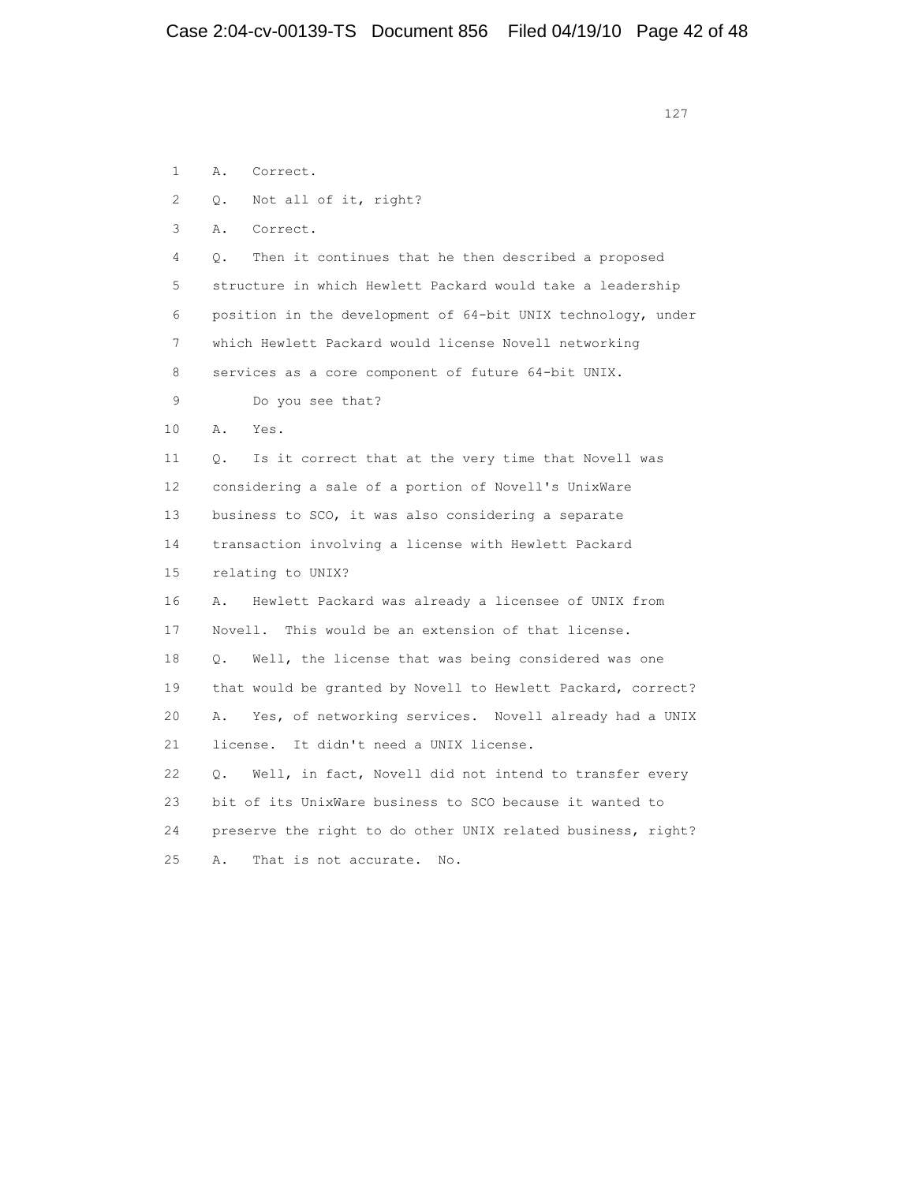1 A. Correct.

2 Q. Not all of it, right?

3 A. Correct.

4 Q. Then it continues that he then described a proposed

5 structure in which Hewlett Packard would take a leadership

6 position in the development of 64-bit UNIX technology, under

7 which Hewlett Packard would license Novell networking

8 services as a core component of future 64-bit UNIX.

9 Do you see that?

10 A. Yes.

11 Q. Is it correct that at the very time that Novell was

12 considering a sale of a portion of Novell's UnixWare

13 business to SCO, it was also considering a separate

14 transaction involving a license with Hewlett Packard

15 relating to UNIX?

16 A. Hewlett Packard was already a licensee of UNIX from

17 Novell. This would be an extension of that license.

18 Q. Well, the license that was being considered was one

19 that would be granted by Novell to Hewlett Packard, correct?

20 A. Yes, of networking services. Novell already had a UNIX

21 license. It didn't need a UNIX license.

22 Q. Well, in fact, Novell did not intend to transfer every

23 bit of its UnixWare business to SCO because it wanted to

24 preserve the right to do other UNIX related business, right?

25 A. That is not accurate. No.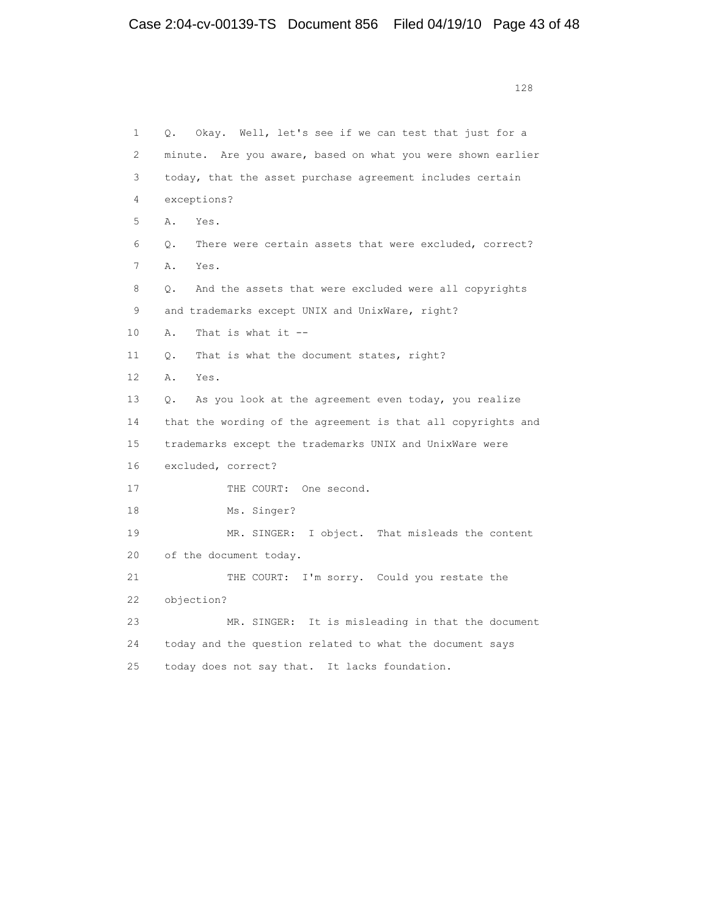1 Q. Okay. Well, let's see if we can test that just for a

2 minute. Are you aware, based on what you were shown earlier

3 today, that the asset purchase agreement includes certain

4 exceptions?

5 A. Yes.

6 Q. There were certain assets that were excluded, correct?

7 A. Yes.

8 Q. And the assets that were excluded were all copyrights

9 and trademarks except UNIX and UnixWare, right?

10 A. That is what it --

11 Q. That is what the document states, right?

12 A. Yes.

13 Q. As you look at the agreement even today, you realize

14 that the wording of the agreement is that all copyrights and

15 trademarks except the trademarks UNIX and UnixWare were

16 excluded, correct?

17 THE COURT: One second.

18 Ms. Singer?

19 MR. SINGER: I object. That misleads the content

20 of the document today.

21 THE COURT: I'm sorry. Could you restate the

22 objection?

23 MR. SINGER: It is misleading in that the document

24 today and the question related to what the document says

25 today does not say that. It lacks foundation.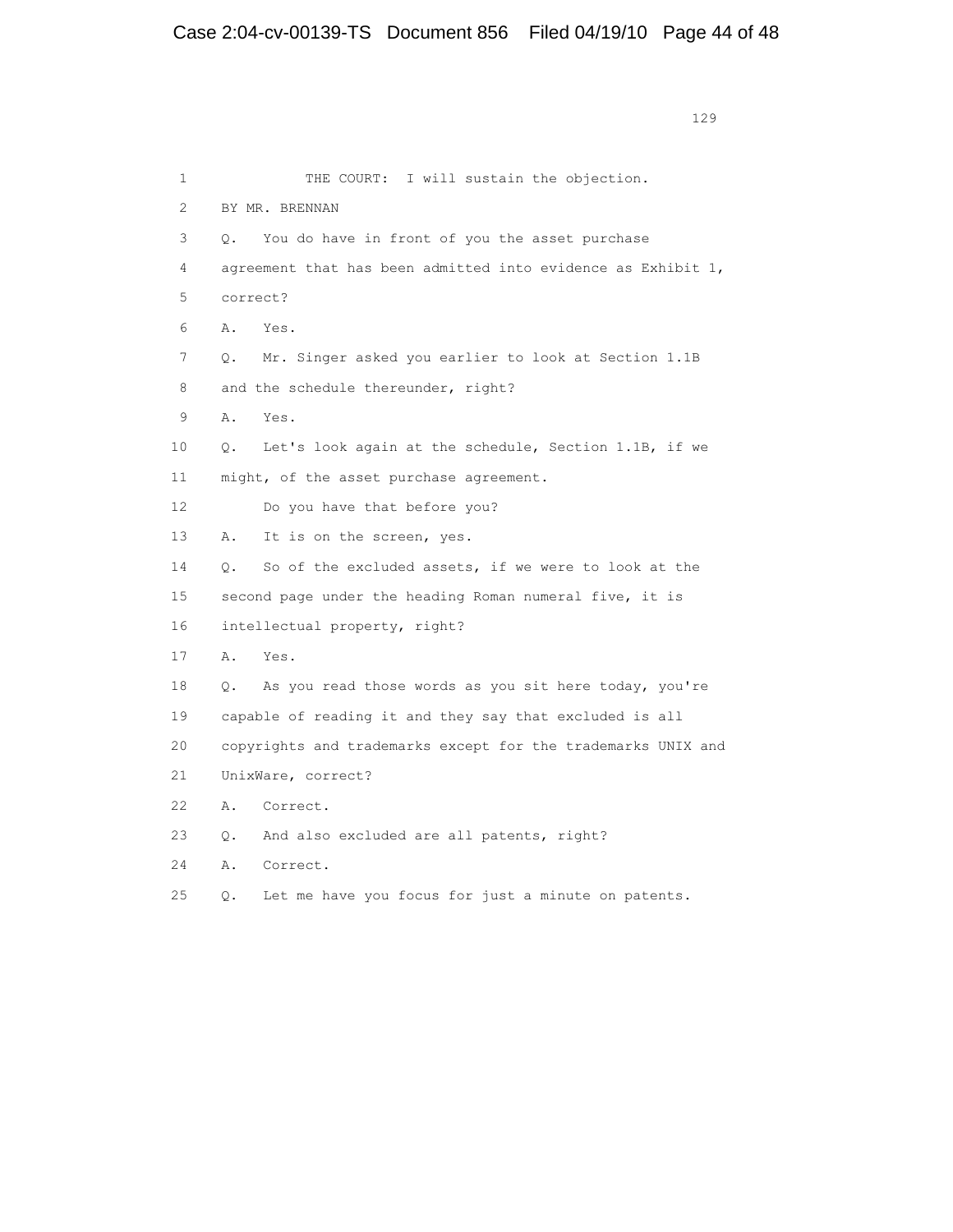1 THE COURT: I will sustain the objection.

2 BY MR. BRENNAN

3 Q. You do have in front of you the asset purchase

4 agreement that has been admitted into evidence as Exhibit 1,

5 correct?

6 A. Yes.

7 Q. Mr. Singer asked you earlier to look at Section 1.1B

8 and the schedule thereunder, right?

9 A. Yes.

10 Q. Let's look again at the schedule, Section 1.1B, if we

11 might, of the asset purchase agreement.

12 Do you have that before you?

13 A. It is on the screen, yes.

14 Q. So of the excluded assets, if we were to look at the

15 second page under the heading Roman numeral five, it is

16 intellectual property, right?

17 A. Yes.

18 Q. As you read those words as you sit here today, you're

19 capable of reading it and they say that excluded is all

20 copyrights and trademarks except for the trademarks UNIX and

21 UnixWare, correct?

22 A. Correct.

23 Q. And also excluded are all patents, right?

24 A. Correct.

25 Q. Let me have you focus for just a minute on patents.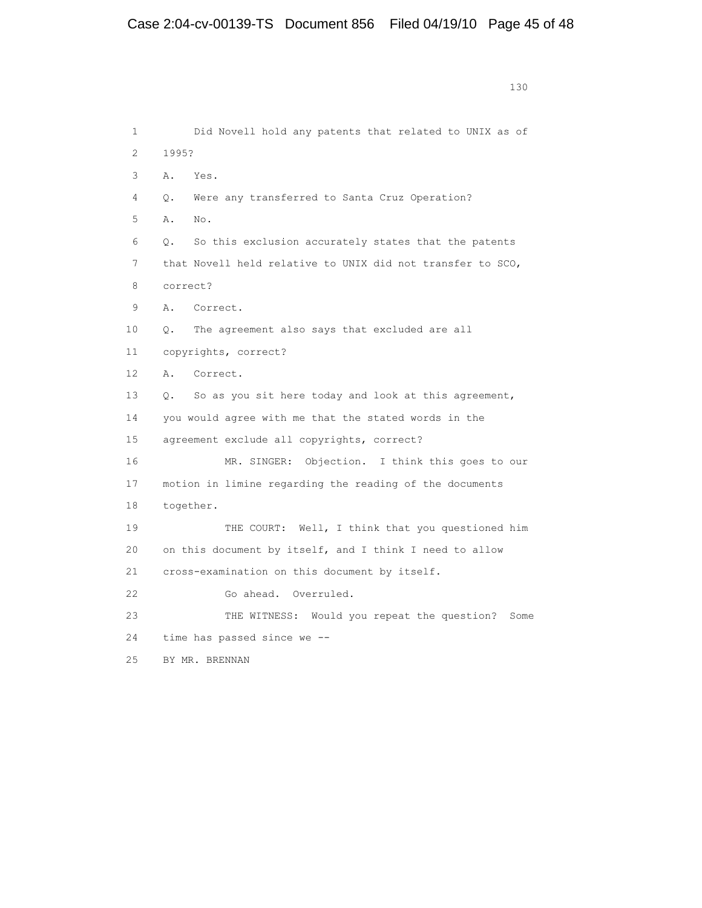1 Did Novell hold any patents that related to UNIX as of
2 1995?
3 A. Yes.
4 Q. Were any transferred to Santa Cruz Operation?
5 A. No.
6 Q. So this exclusion accurately states that the patents
7 that Novell held relative to UNIX did not transfer to SCO,
8 correct?
9 A. Correct.
10 Q. The agreement also says that excluded are all
11 copyrights, correct?
12 A. Correct.
13 Q. So as you sit here today and look at this agreement,
14 you would agree with me that the stated words in the
15 agreement exclude all copyrights, correct?
16 MR. SINGER: Objection. I think this goes to our
17 motion in limine regarding the reading of the documents
18 together.
19 THE COURT: Well, I think that you questioned him
20 on this document by itself, and I think I need to allow
21 cross-examination on this document by itself.
22 Go ahead. Overruled.
23 THE WITNESS: Would you repeat the question? Some
24 time has passed since we --
25 BY MR. BRENNAN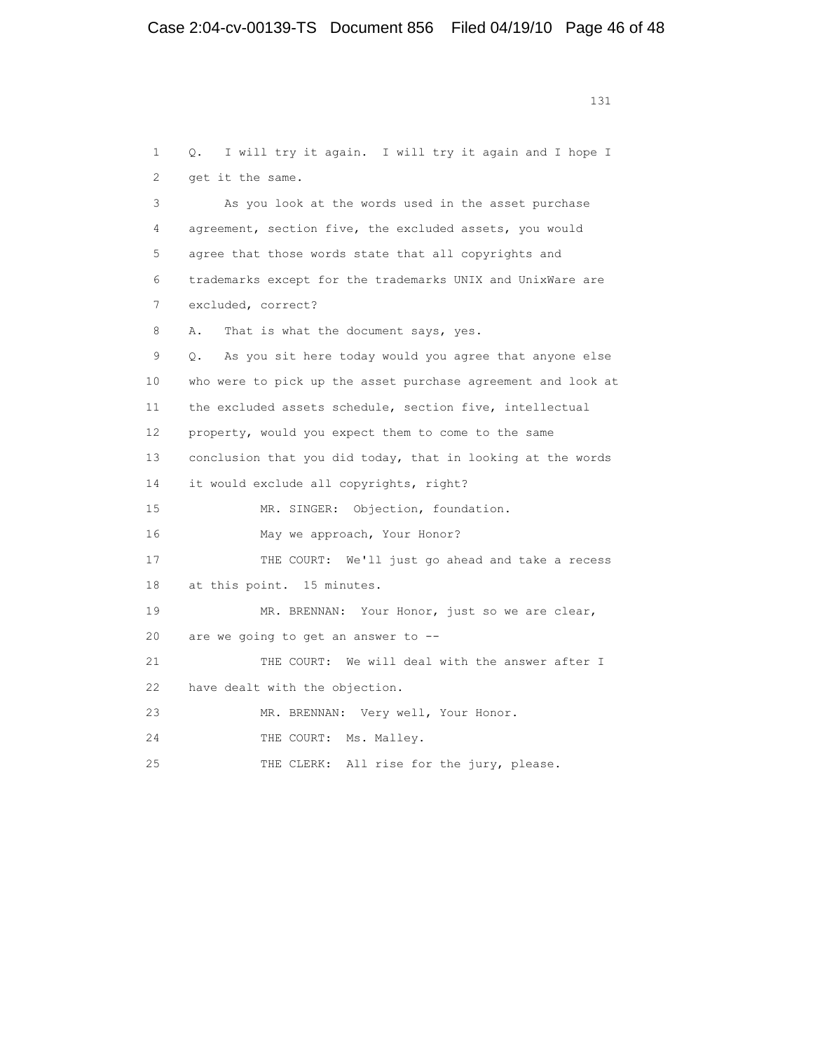1 Q. I will try it again. I will try it again and I hope I
2 get it the same.
3 As you look at the words used in the asset purchase
4 agreement, section five, the excluded assets, you would
5 agree that those words state that all copyrights and
6 trademarks except for the trademarks UNIX and UnixWare are
7 excluded, correct?
8 A. That is what the document says, yes.
9 Q. As you sit here today would you agree that anyone else
10 who were to pick up the asset purchase agreement and look at
11 the excluded assets schedule, section five, intellectual
12 property, would you expect them to come to the same
13 conclusion that you did today, that in looking at the words
14 it would exclude all copyrights, right?
15 MR. SINGER: Objection, foundation.
16 May we approach, Your Honor?
17 THE COURT: We'll just go ahead and take a recess
18 at this point. 15 minutes.
19 MR. BRENNAN: Your Honor, just so we are clear,
20 are we going to get an answer to --
21 THE COURT: We will deal with the answer after I
22 have dealt with the objection.
23 MR. BRENNAN: Very well, Your Honor.
24 THE COURT: Ms. Malley.
25 THE CLERK: All rise for the jury, please.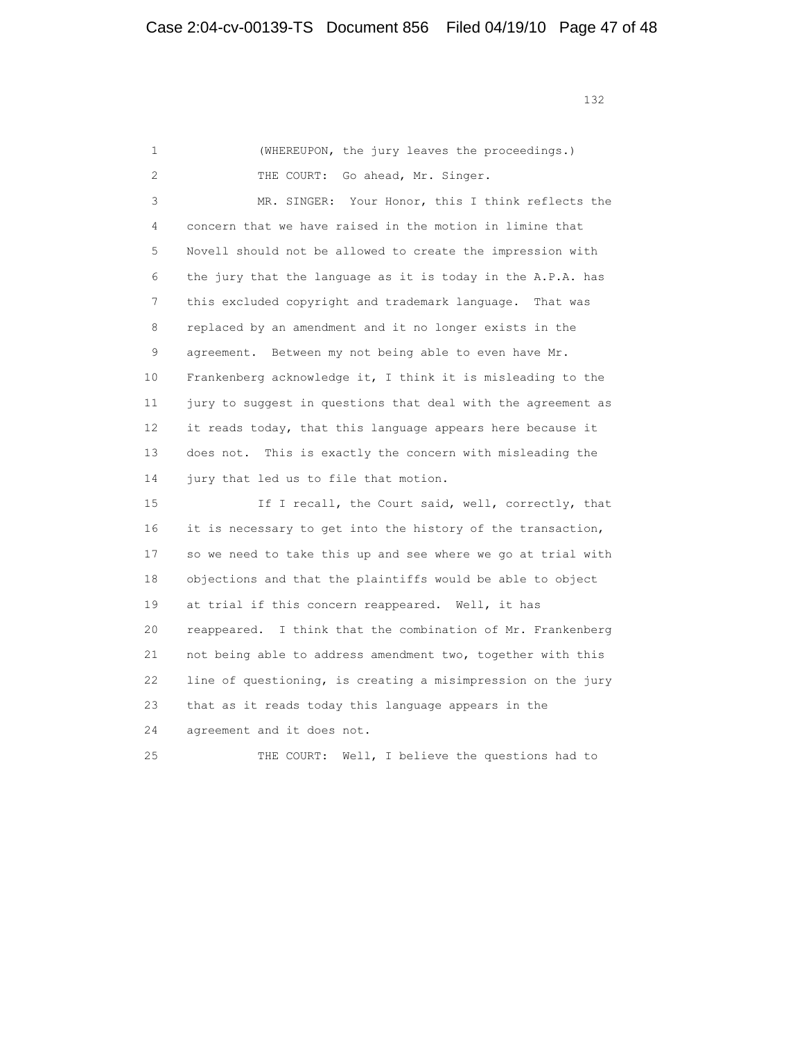1 (WHEREUPON, the jury leaves the proceedings.)

2 THE COURT: Go ahead, Mr. Singer.

3 MR. SINGER: Your Honor, this I think reflects the
4 concern that we have raised in the motion in limine that
5 Novell should not be allowed to create the impression with
6 the jury that the language as it is today in the A.P.A. has
7 this excluded copyright and trademark language. That was
8 replaced by an amendment and it no longer exists in the
9 agreement. Between my not being able to even have Mr.
10 Frankenberg acknowledge it, I think it is misleading to the
11 jury to suggest in questions that deal with the agreement as
12 it reads today, that this language appears here because it
13 does not. This is exactly the concern with misleading the
14 jury that led us to file that motion.

15 If I recall, the Court said, well, correctly, that
16 it is necessary to get into the history of the transaction,
17 so we need to take this up and see where we go at trial with
18 objections and that the plaintiffs would be able to object
19 at trial if this concern reappeared. Well, it has
20 reappeared. I think that the combination of Mr. Frankenberg
21 not being able to address amendment two, together with this
22 line of questioning, is creating a misimpression on the jury
23 that as it reads today this language appears in the
24 agreement and it does not.

25 THE COURT: Well, I believe the questions had to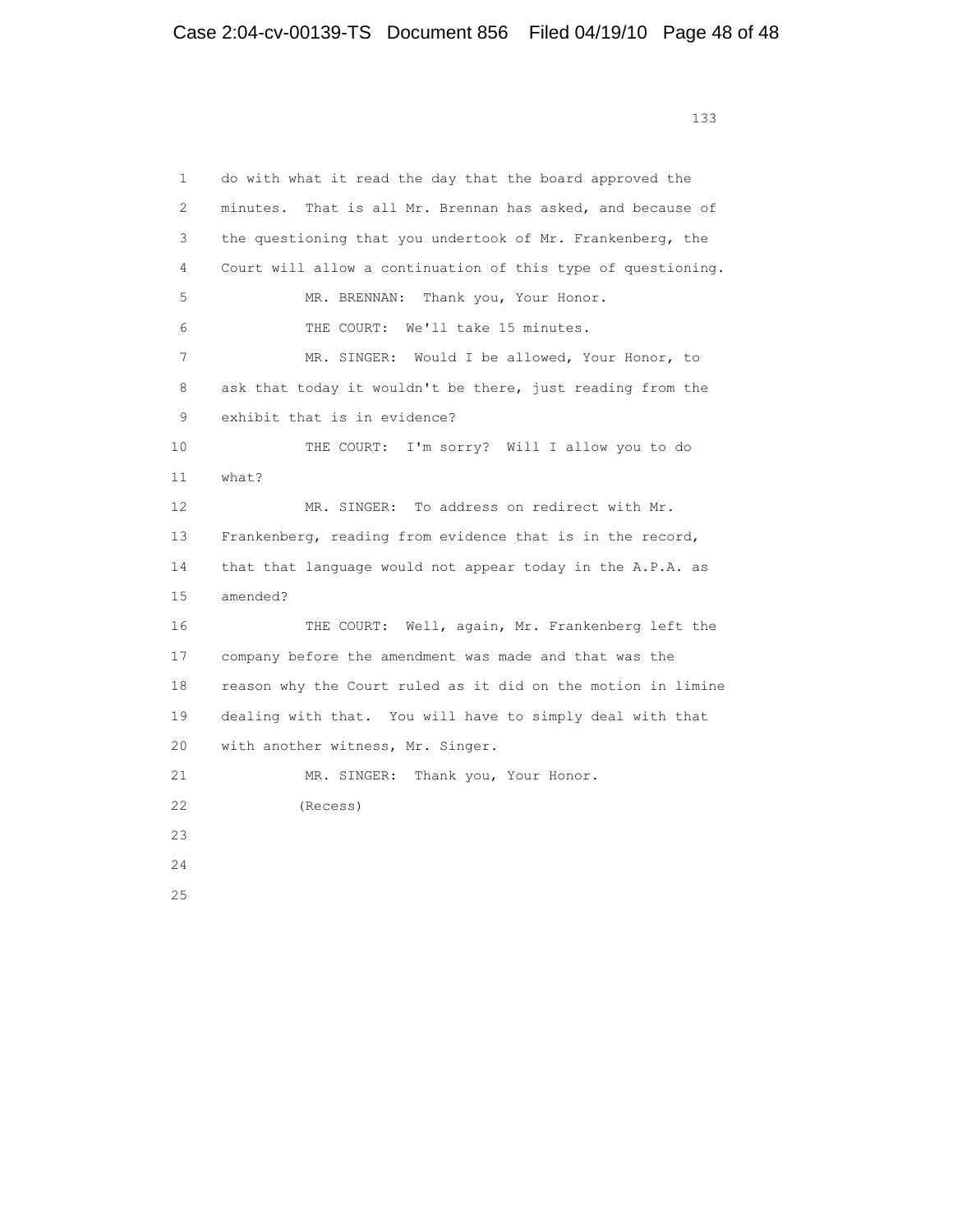1 do with what it read the day that the board approved the
2 minutes. That is all Mr. Brennan has asked, and because of
3 the questioning that you undertook of Mr. Frankenberg, the
4 Court will allow a continuation of this type of questioning.
5 MR. BRENNAN: Thank you, Your Honor.
6 THE COURT: We'll take 15 minutes.
7 MR. SINGER: Would I be allowed, Your Honor, to
8 ask that today it wouldn't be there, just reading from the
9 exhibit that is in evidence?
10 THE COURT: I'm sorry? Will I allow you to do
11 what?
12 MR. SINGER: To address on redirect with Mr.
13 Frankenberg, reading from evidence that is in the record,
14 that that language would not appear today in the A.P.A. as
15 amended?
16 THE COURT: Well, again, Mr. Frankenberg left the
17 company before the amendment was made and that was the
18 reason why the Court ruled as it did on the motion in limine
19 dealing with that. You will have to simply deal with that
20 with another witness, Mr. Singer.
21 MR. SINGER: Thank you, Your Honor.
22 (Recess)
23
24
25